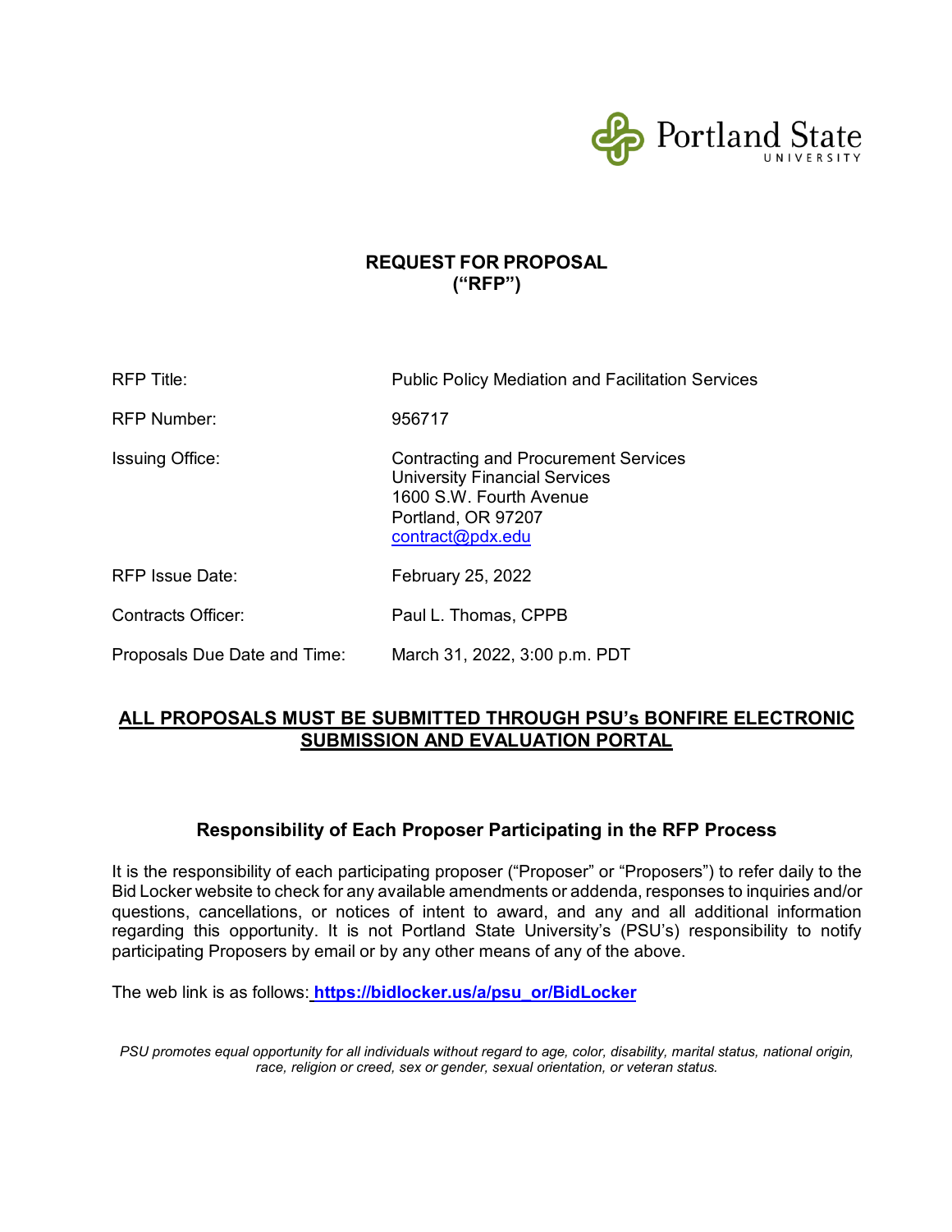Portland State UNIVERSITY

# REQUEST FOR PROPOSAL ("RFP")

| | |
|---|---|
| RFP Title: | Public Policy Mediation and Facilitation Services |
| RFP Number: | 956717 |
| Issuing Office: | Contracting and Procurement Services<br>University Financial Services<br>1600 S.W. Fourth Avenue<br>Portland, OR 97207<br>contract@pdx.edu |
| RFP Issue Date: | February 25, 2022 |
| Contracts Officer: | Paul L. Thomas, CPPB |
| Proposals Due Date and Time: | March 31, 2022, 3:00 p.m. PDT |

**ALL PROPOSALS MUST BE SUBMITTED THROUGH PSU's BONFIRE ELECTRONIC SUBMISSION AND EVALUATION PORTAL**

## Responsibility of Each Proposer Participating in the RFP Process

It is the responsibility of each participating proposer ("Proposer" or "Proposers") to refer daily to the Bid Locker website to check for any available amendments or addenda, responses to inquiries and/or questions, cancellations, or notices of intent to award, and any and all additional information regarding this opportunity. It is not Portland State University's (PSU's) responsibility to notify participating Proposers by email or by any other means of any of the above.

The web link is as follows: **https://bidlocker.us/a/psu_or/BidLocker**

*PSU promotes equal opportunity for all individuals without regard to age, color, disability, marital status, national origin, race, religion or creed, sex or gender, sexual orientation, or veteran status.*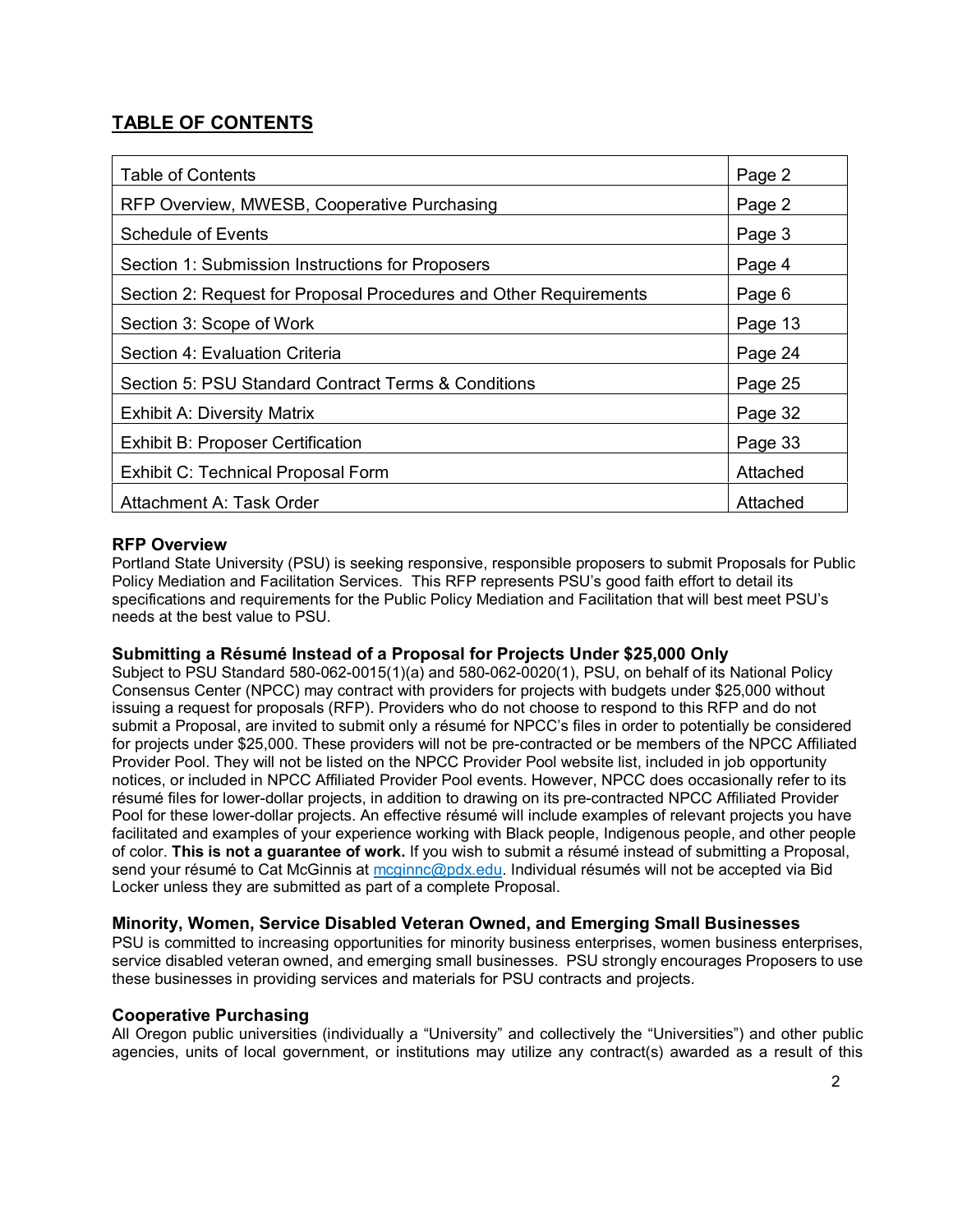## TABLE OF CONTENTS

| | |
|---|---|
| Table of Contents | Page 2 |
| RFP Overview, MWESB, Cooperative Purchasing | Page 2 |
| Schedule of Events | Page 3 |
| Section 1: Submission Instructions for Proposers | Page 4 |
| Section 2: Request for Proposal Procedures and Other Requirements | Page 6 |
| Section 3: Scope of Work | Page 13 |
| Section 4: Evaluation Criteria | Page 24 |
| Section 5: PSU Standard Contract Terms & Conditions | Page 25 |
| Exhibit A: Diversity Matrix | Page 32 |
| Exhibit B: Proposer Certification | Page 33 |
| Exhibit C: Technical Proposal Form | Attached |
| Attachment A: Task Order | Attached |

### RFP Overview

Portland State University (PSU) is seeking responsive, responsible proposers to submit Proposals for Public Policy Mediation and Facilitation Services. This RFP represents PSU's good faith effort to detail its specifications and requirements for the Public Policy Mediation and Facilitation that will best meet PSU's needs at the best value to PSU.

### Submitting a Résumé Instead of a Proposal for Projects Under $25,000 Only

Subject to PSU Standard 580-062-0015(1)(a) and 580-062-0020(1), PSU, on behalf of its National Policy Consensus Center (NPCC) may contract with providers for projects with budgets under $25,000 without issuing a request for proposals (RFP). Providers who do not choose to respond to this RFP and do not submit a Proposal, are invited to submit only a résumé for NPCC's files in order to potentially be considered for projects under $25,000. These providers will not be pre-contracted or be members of the NPCC Affiliated Provider Pool. They will not be listed on the NPCC Provider Pool website list, included in job opportunity notices, or included in NPCC Affiliated Provider Pool events. However, NPCC does occasionally refer to its résumé files for lower-dollar projects, in addition to drawing on its pre-contracted NPCC Affiliated Provider Pool for these lower-dollar projects. An effective résumé will include examples of relevant projects you have facilitated and examples of your experience working with Black people, Indigenous people, and other people of color. **This is not a guarantee of work.** If you wish to submit a résumé instead of submitting a Proposal, send your résumé to Cat McGinnis at mcginnc@pdx.edu. Individual résumés will not be accepted via Bid Locker unless they are submitted as part of a complete Proposal.

### Minority, Women, Service Disabled Veteran Owned, and Emerging Small Businesses

PSU is committed to increasing opportunities for minority business enterprises, women business enterprises, service disabled veteran owned, and emerging small businesses. PSU strongly encourages Proposers to use these businesses in providing services and materials for PSU contracts and projects.

### Cooperative Purchasing

All Oregon public universities (individually a "University" and collectively the "Universities") and other public agencies, units of local government, or institutions may utilize any contract(s) awarded as a result of this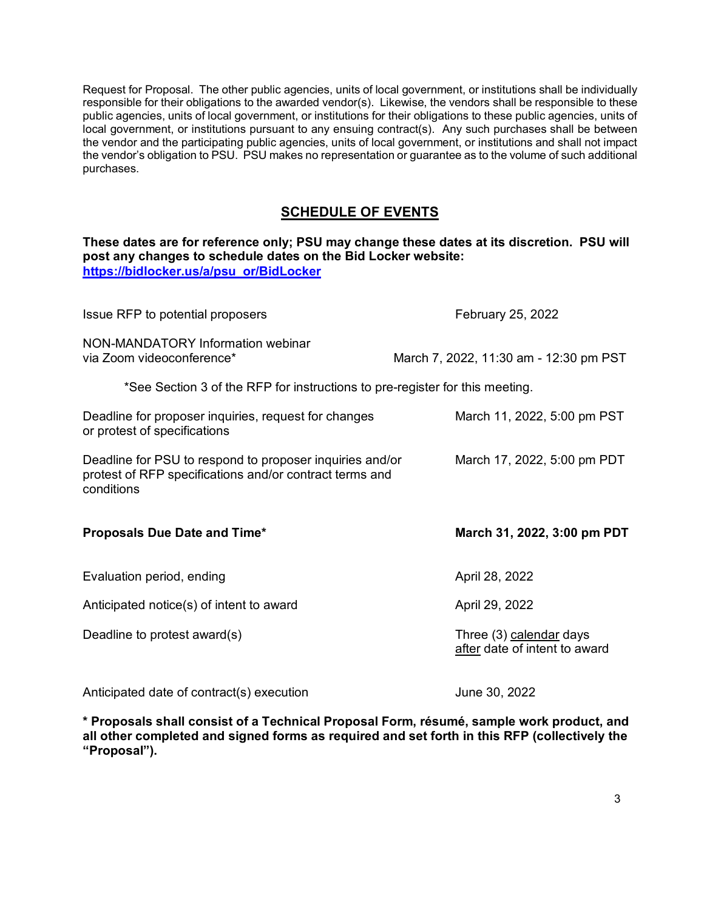Request for Proposal. The other public agencies, units of local government, or institutions shall be individually responsible for their obligations to the awarded vendor(s). Likewise, the vendors shall be responsible to these public agencies, units of local government, or institutions for their obligations to these public agencies, units of local government, or institutions pursuant to any ensuing contract(s). Any such purchases shall be between the vendor and the participating public agencies, units of local government, or institutions and shall not impact the vendor's obligation to PSU. PSU makes no representation or guarantee as to the volume of such additional purchases.

## SCHEDULE OF EVENTS

**These dates are for reference only; PSU may change these dates at its discretion. PSU will post any changes to schedule dates on the Bid Locker website: [https://bidlocker.us/a/psu_or/BidLocker](https://bidlocker.us/a/psu_or/BidLocker)**

| Event | Date |
|---|---|
| Issue RFP to potential proposers | February 25, 2022 |
| NON-MANDATORY Information webinar via Zoom videoconference* | March 7, 2022, 11:30 am - 12:30 pm PST |

*See Section 3 of the RFP for instructions to pre-register for this meeting.

| Event | Date |
|---|---|
| Deadline for proposer inquiries, request for changes or protest of specifications | March 11, 2022, 5:00 pm PST |
| Deadline for PSU to respond to proposer inquiries and/or protest of RFP specifications and/or contract terms and conditions | March 17, 2022, 5:00 pm PDT |
| **Proposals Due Date and Time*** | **March 31, 2022, 3:00 pm PDT** |
| Evaluation period, ending | April 28, 2022 |
| Anticipated notice(s) of intent to award | April 29, 2022 |
| Deadline to protest award(s) | Three (3) calendar days after date of intent to award |
| Anticipated date of contract(s) execution | June 30, 2022 |

**\* Proposals shall consist of a Technical Proposal Form, résumé, sample work product, and all other completed and signed forms as required and set forth in this RFP (collectively the "Proposal").**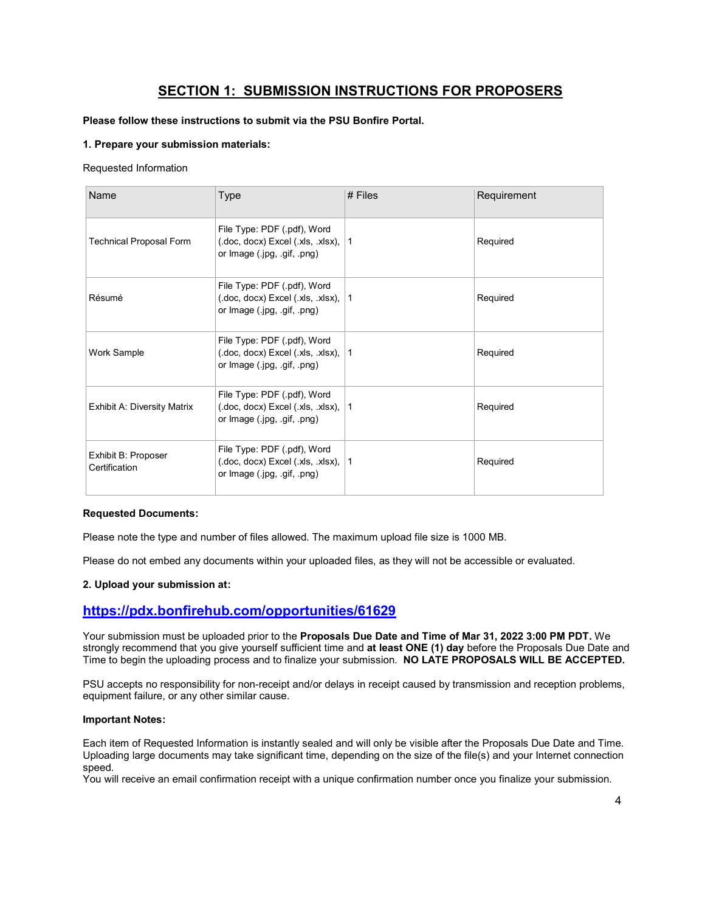# SECTION 1: SUBMISSION INSTRUCTIONS FOR PROPOSERS

**Please follow these instructions to submit via the PSU Bonfire Portal.**

**1. Prepare your submission materials:**

Requested Information

| Name | Type | # Files | Requirement |
|---|---|---|---|
| Technical Proposal Form | File Type: PDF (.pdf), Word (.doc, docx) Excel (.xls, .xlsx), or Image (.jpg, .gif, .png) | 1 | Required |
| Résumé | File Type: PDF (.pdf), Word (.doc, docx) Excel (.xls, .xlsx), or Image (.jpg, .gif, .png) | 1 | Required |
| Work Sample | File Type: PDF (.pdf), Word (.doc, docx) Excel (.xls, .xlsx), or Image (.jpg, .gif, .png) | 1 | Required |
| Exhibit A: Diversity Matrix | File Type: PDF (.pdf), Word (.doc, docx) Excel (.xls, .xlsx), or Image (.jpg, .gif, .png) | 1 | Required |
| Exhibit B: Proposer Certification | File Type: PDF (.pdf), Word (.doc, docx) Excel (.xls, .xlsx), or Image (.jpg, .gif, .png) | 1 | Required |

**Requested Documents:**

Please note the type and number of files allowed. The maximum upload file size is 1000 MB.

Please do not embed any documents within your uploaded files, as they will not be accessible or evaluated.

**2. Upload your submission at:**

## https://pdx.bonfirehub.com/opportunities/61629

Your submission must be uploaded prior to the **Proposals Due Date and Time of Mar 31, 2022 3:00 PM PDT.** We strongly recommend that you give yourself sufficient time and **at least ONE (1) day** before the Proposals Due Date and Time to begin the uploading process and to finalize your submission. **NO LATE PROPOSALS WILL BE ACCEPTED.**

PSU accepts no responsibility for non-receipt and/or delays in receipt caused by transmission and reception problems, equipment failure, or any other similar cause.

**Important Notes:**

Each item of Requested Information is instantly sealed and will only be visible after the Proposals Due Date and Time. Uploading large documents may take significant time, depending on the size of the file(s) and your Internet connection speed.

You will receive an email confirmation receipt with a unique confirmation number once you finalize your submission.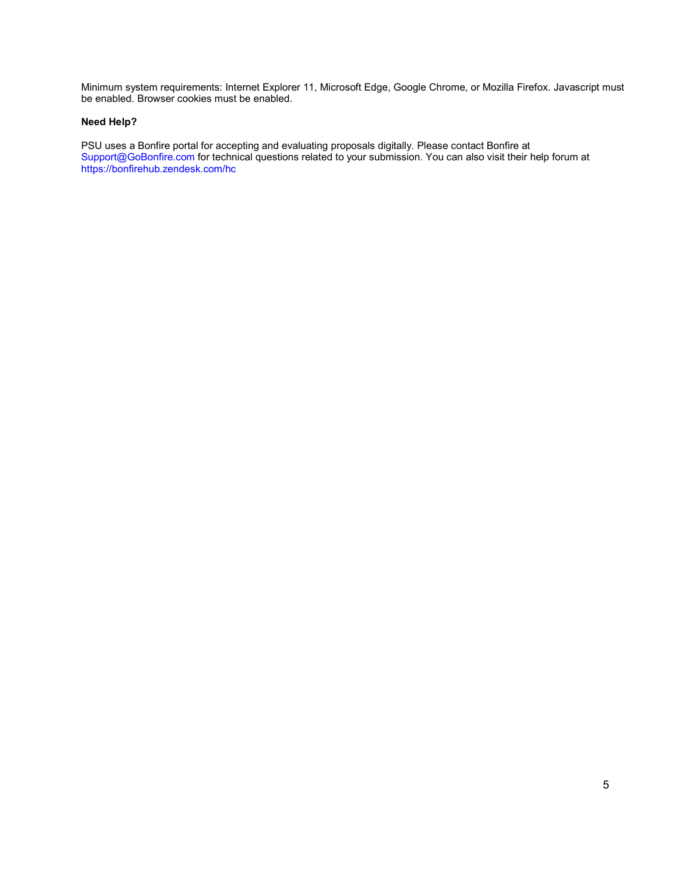Minimum system requirements: Internet Explorer 11, Microsoft Edge, Google Chrome, or Mozilla Firefox. Javascript must be enabled. Browser cookies must be enabled.

**Need Help?**

PSU uses a Bonfire portal for accepting and evaluating proposals digitally. Please contact Bonfire at Support@GoBonfire.com for technical questions related to your submission. You can also visit their help forum at https://bonfirehub.zendesk.com/hc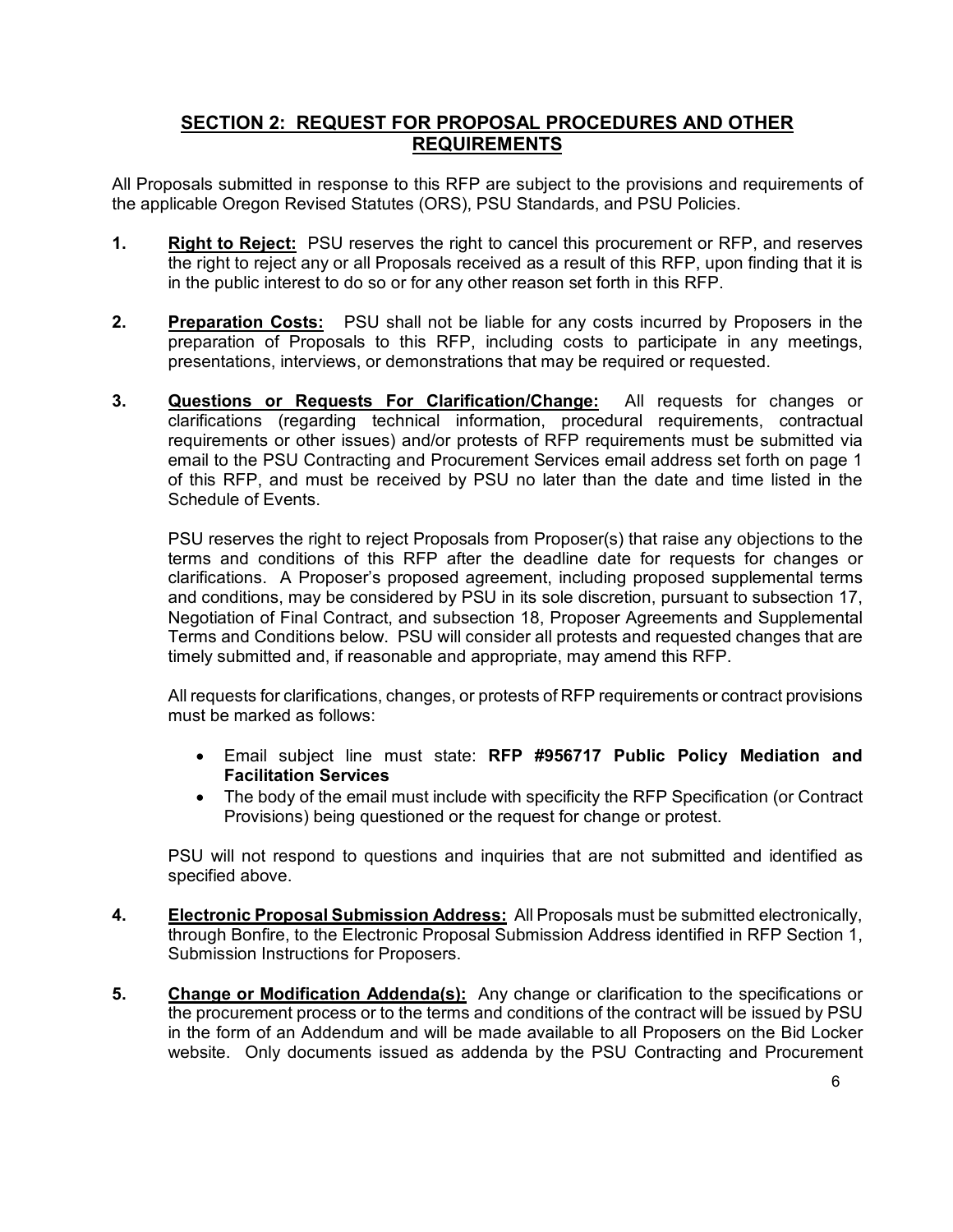## SECTION 2: REQUEST FOR PROPOSAL PROCEDURES AND OTHER REQUIREMENTS

All Proposals submitted in response to this RFP are subject to the provisions and requirements of the applicable Oregon Revised Statutes (ORS), PSU Standards, and PSU Policies.

**1. Right to Reject:** PSU reserves the right to cancel this procurement or RFP, and reserves the right to reject any or all Proposals received as a result of this RFP, upon finding that it is in the public interest to do so or for any other reason set forth in this RFP.

**2. Preparation Costs:** PSU shall not be liable for any costs incurred by Proposers in the preparation of Proposals to this RFP, including costs to participate in any meetings, presentations, interviews, or demonstrations that may be required or requested.

**3. Questions or Requests For Clarification/Change:** All requests for changes or clarifications (regarding technical information, procedural requirements, contractual requirements or other issues) and/or protests of RFP requirements must be submitted via email to the PSU Contracting and Procurement Services email address set forth on page 1 of this RFP, and must be received by PSU no later than the date and time listed in the Schedule of Events.

PSU reserves the right to reject Proposals from Proposer(s) that raise any objections to the terms and conditions of this RFP after the deadline date for requests for changes or clarifications. A Proposer's proposed agreement, including proposed supplemental terms and conditions, may be considered by PSU in its sole discretion, pursuant to subsection 17, Negotiation of Final Contract, and subsection 18, Proposer Agreements and Supplemental Terms and Conditions below. PSU will consider all protests and requested changes that are timely submitted and, if reasonable and appropriate, may amend this RFP.

All requests for clarifications, changes, or protests of RFP requirements or contract provisions must be marked as follows:

- Email subject line must state: **RFP #956717 Public Policy Mediation and Facilitation Services**
- The body of the email must include with specificity the RFP Specification (or Contract Provisions) being questioned or the request for change or protest.

PSU will not respond to questions and inquiries that are not submitted and identified as specified above.

**4. Electronic Proposal Submission Address:** All Proposals must be submitted electronically, through Bonfire, to the Electronic Proposal Submission Address identified in RFP Section 1, Submission Instructions for Proposers.

**5. Change or Modification Addenda(s):** Any change or clarification to the specifications or the procurement process or to the terms and conditions of the contract will be issued by PSU in the form of an Addendum and will be made available to all Proposers on the Bid Locker website. Only documents issued as addenda by the PSU Contracting and Procurement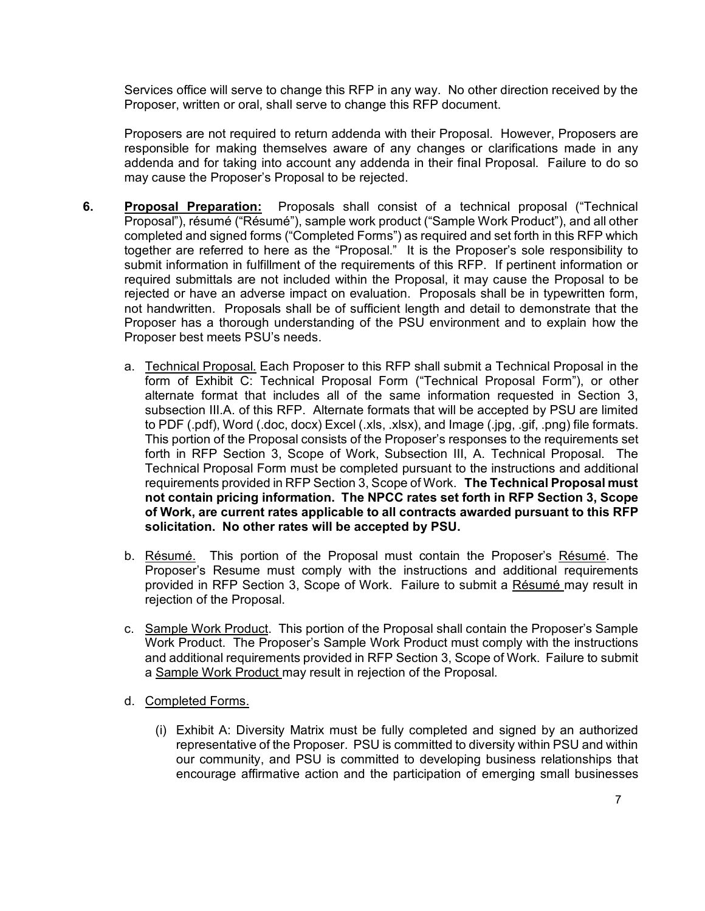Services office will serve to change this RFP in any way. No other direction received by the Proposer, written or oral, shall serve to change this RFP document.

Proposers are not required to return addenda with their Proposal. However, Proposers are responsible for making themselves aware of any changes or clarifications made in any addenda and for taking into account any addenda in their final Proposal. Failure to do so may cause the Proposer's Proposal to be rejected.

6. **<u>Proposal Preparation:</u>** Proposals shall consist of a technical proposal ("Technical Proposal"), résumé ("Résumé"), sample work product ("Sample Work Product"), and all other completed and signed forms ("Completed Forms") as required and set forth in this RFP which together are referred to here as the "Proposal." It is the Proposer's sole responsibility to submit information in fulfillment of the requirements of this RFP. If pertinent information or required submittals are not included within the Proposal, it may cause the Proposal to be rejected or have an adverse impact on evaluation. Proposals shall be in typewritten form, not handwritten. Proposals shall be of sufficient length and detail to demonstrate that the Proposer has a thorough understanding of the PSU environment and to explain how the Proposer best meets PSU's needs.

   a. <u>Technical Proposal.</u> Each Proposer to this RFP shall submit a Technical Proposal in the form of Exhibit C: Technical Proposal Form ("Technical Proposal Form"), or other alternate format that includes all of the same information requested in Section 3, subsection III.A. of this RFP. Alternate formats that will be accepted by PSU are limited to PDF (.pdf), Word (.doc, docx) Excel (.xls, .xlsx), and Image (.jpg, .gif, .png) file formats. This portion of the Proposal consists of the Proposer's responses to the requirements set forth in RFP Section 3, Scope of Work, Subsection III, A. Technical Proposal. The Technical Proposal Form must be completed pursuant to the instructions and additional requirements provided in RFP Section 3, Scope of Work. **The Technical Proposal must not contain pricing information. The NPCC rates set forth in RFP Section 3, Scope of Work, are current rates applicable to all contracts awarded pursuant to this RFP solicitation. No other rates will be accepted by PSU.**

   b. <u>Résumé.</u> This portion of the Proposal must contain the Proposer's <u>Résumé</u>. The Proposer's Resume must comply with the instructions and additional requirements provided in RFP Section 3, Scope of Work. Failure to submit a <u>Résumé</u> may result in rejection of the Proposal.

   c. <u>Sample Work Product</u>. This portion of the Proposal shall contain the Proposer's Sample Work Product. The Proposer's Sample Work Product must comply with the instructions and additional requirements provided in RFP Section 3, Scope of Work. Failure to submit a <u>Sample Work Product</u> may result in rejection of the Proposal.

   d. <u>Completed Forms.</u>

      (i) Exhibit A: Diversity Matrix must be fully completed and signed by an authorized representative of the Proposer. PSU is committed to diversity within PSU and within our community, and PSU is committed to developing business relationships that encourage affirmative action and the participation of emerging small businesses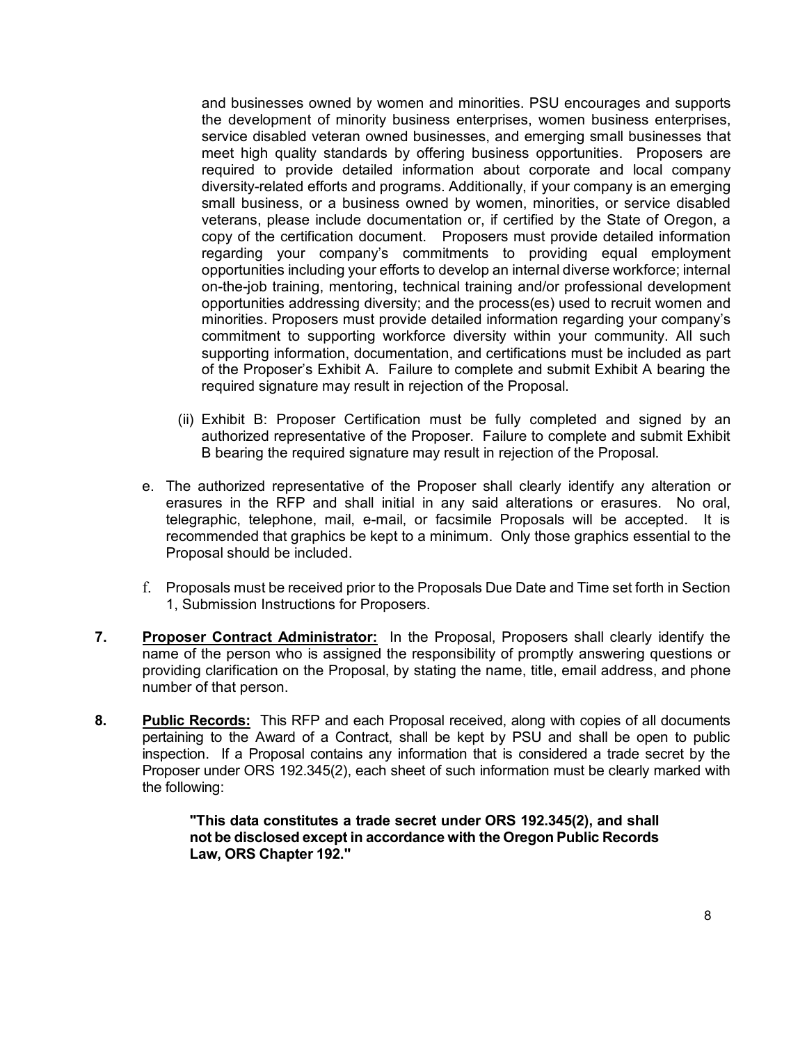and businesses owned by women and minorities. PSU encourages and supports the development of minority business enterprises, women business enterprises, service disabled veteran owned businesses, and emerging small businesses that meet high quality standards by offering business opportunities. Proposers are required to provide detailed information about corporate and local company diversity-related efforts and programs. Additionally, if your company is an emerging small business, or a business owned by women, minorities, or service disabled veterans, please include documentation or, if certified by the State of Oregon, a copy of the certification document. Proposers must provide detailed information regarding your company's commitments to providing equal employment opportunities including your efforts to develop an internal diverse workforce; internal on-the-job training, mentoring, technical training and/or professional development opportunities addressing diversity; and the process(es) used to recruit women and minorities. Proposers must provide detailed information regarding your company's commitment to supporting workforce diversity within your community. All such supporting information, documentation, and certifications must be included as part of the Proposer's Exhibit A. Failure to complete and submit Exhibit A bearing the required signature may result in rejection of the Proposal.

(ii) Exhibit B: Proposer Certification must be fully completed and signed by an authorized representative of the Proposer. Failure to complete and submit Exhibit B bearing the required signature may result in rejection of the Proposal.

e. The authorized representative of the Proposer shall clearly identify any alteration or erasures in the RFP and shall initial in any said alterations or erasures. No oral, telegraphic, telephone, mail, e-mail, or facsimile Proposals will be accepted. It is recommended that graphics be kept to a minimum. Only those graphics essential to the Proposal should be included.

f. Proposals must be received prior to the Proposals Due Date and Time set forth in Section 1, Submission Instructions for Proposers.

**7. Proposer Contract Administrator:** In the Proposal, Proposers shall clearly identify the name of the person who is assigned the responsibility of promptly answering questions or providing clarification on the Proposal, by stating the name, title, email address, and phone number of that person.

**8. Public Records:** This RFP and each Proposal received, along with copies of all documents pertaining to the Award of a Contract, shall be kept by PSU and shall be open to public inspection. If a Proposal contains any information that is considered a trade secret by the Proposer under ORS 192.345(2), each sheet of such information must be clearly marked with the following:

> **"This data constitutes a trade secret under ORS 192.345(2), and shall not be disclosed except in accordance with the Oregon Public Records Law, ORS Chapter 192."**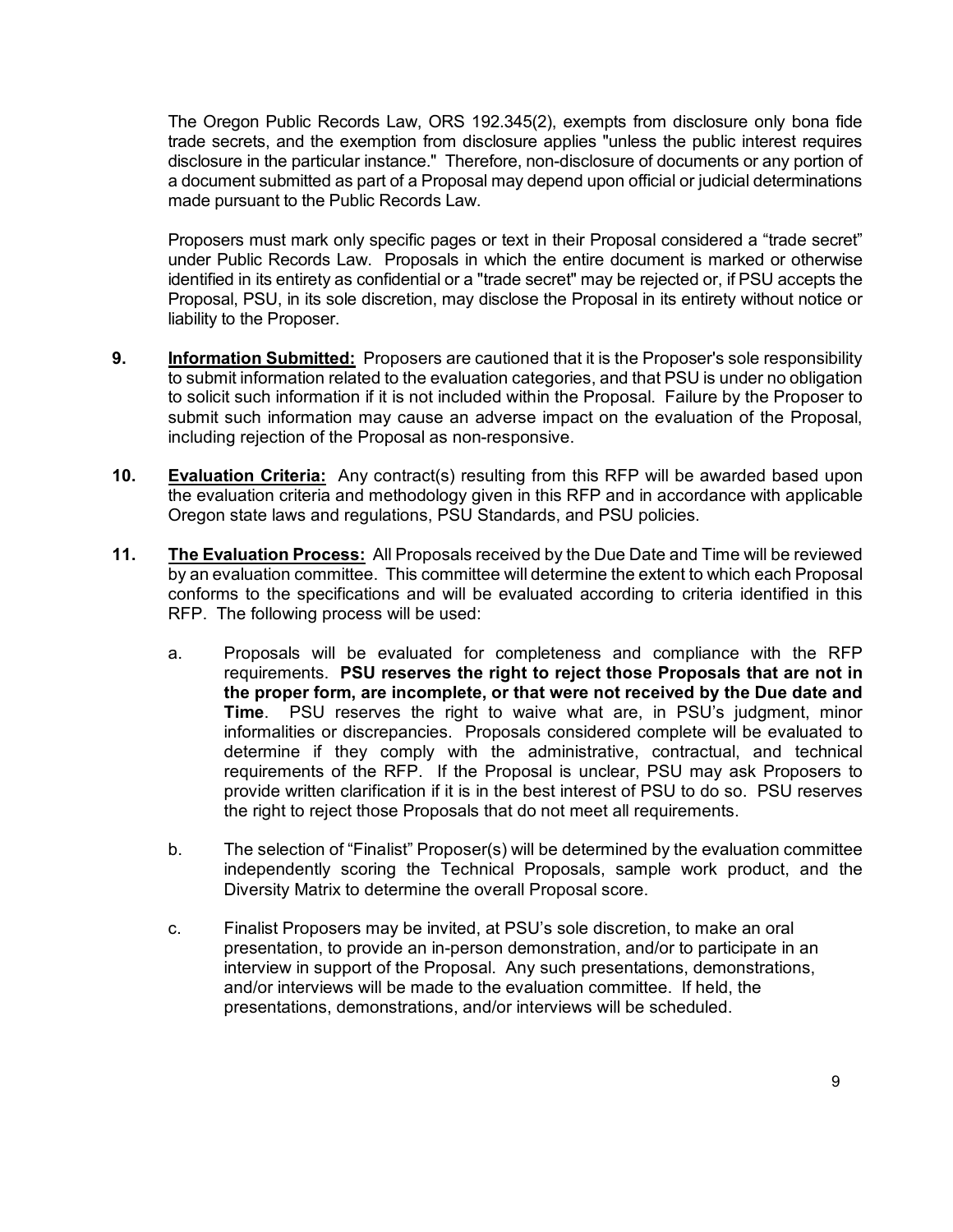The Oregon Public Records Law, ORS 192.345(2), exempts from disclosure only bona fide trade secrets, and the exemption from disclosure applies "unless the public interest requires disclosure in the particular instance." Therefore, non-disclosure of documents or any portion of a document submitted as part of a Proposal may depend upon official or judicial determinations made pursuant to the Public Records Law.

Proposers must mark only specific pages or text in their Proposal considered a "trade secret" under Public Records Law. Proposals in which the entire document is marked or otherwise identified in its entirety as confidential or a "trade secret" may be rejected or, if PSU accepts the Proposal, PSU, in its sole discretion, may disclose the Proposal in its entirety without notice or liability to the Proposer.

**9. Information Submitted:** Proposers are cautioned that it is the Proposer's sole responsibility to submit information related to the evaluation categories, and that PSU is under no obligation to solicit such information if it is not included within the Proposal. Failure by the Proposer to submit such information may cause an adverse impact on the evaluation of the Proposal, including rejection of the Proposal as non-responsive.

**10. Evaluation Criteria:** Any contract(s) resulting from this RFP will be awarded based upon the evaluation criteria and methodology given in this RFP and in accordance with applicable Oregon state laws and regulations, PSU Standards, and PSU policies.

**11. The Evaluation Process:** All Proposals received by the Due Date and Time will be reviewed by an evaluation committee. This committee will determine the extent to which each Proposal conforms to the specifications and will be evaluated according to criteria identified in this RFP. The following process will be used:

a. Proposals will be evaluated for completeness and compliance with the RFP requirements. **PSU reserves the right to reject those Proposals that are not in the proper form, are incomplete, or that were not received by the Due date and Time**. PSU reserves the right to waive what are, in PSU's judgment, minor informalities or discrepancies. Proposals considered complete will be evaluated to determine if they comply with the administrative, contractual, and technical requirements of the RFP. If the Proposal is unclear, PSU may ask Proposers to provide written clarification if it is in the best interest of PSU to do so. PSU reserves the right to reject those Proposals that do not meet all requirements.

b. The selection of "Finalist" Proposer(s) will be determined by the evaluation committee independently scoring the Technical Proposals, sample work product, and the Diversity Matrix to determine the overall Proposal score.

c. Finalist Proposers may be invited, at PSU's sole discretion, to make an oral presentation, to provide an in-person demonstration, and/or to participate in an interview in support of the Proposal. Any such presentations, demonstrations, and/or interviews will be made to the evaluation committee. If held, the presentations, demonstrations, and/or interviews will be scheduled.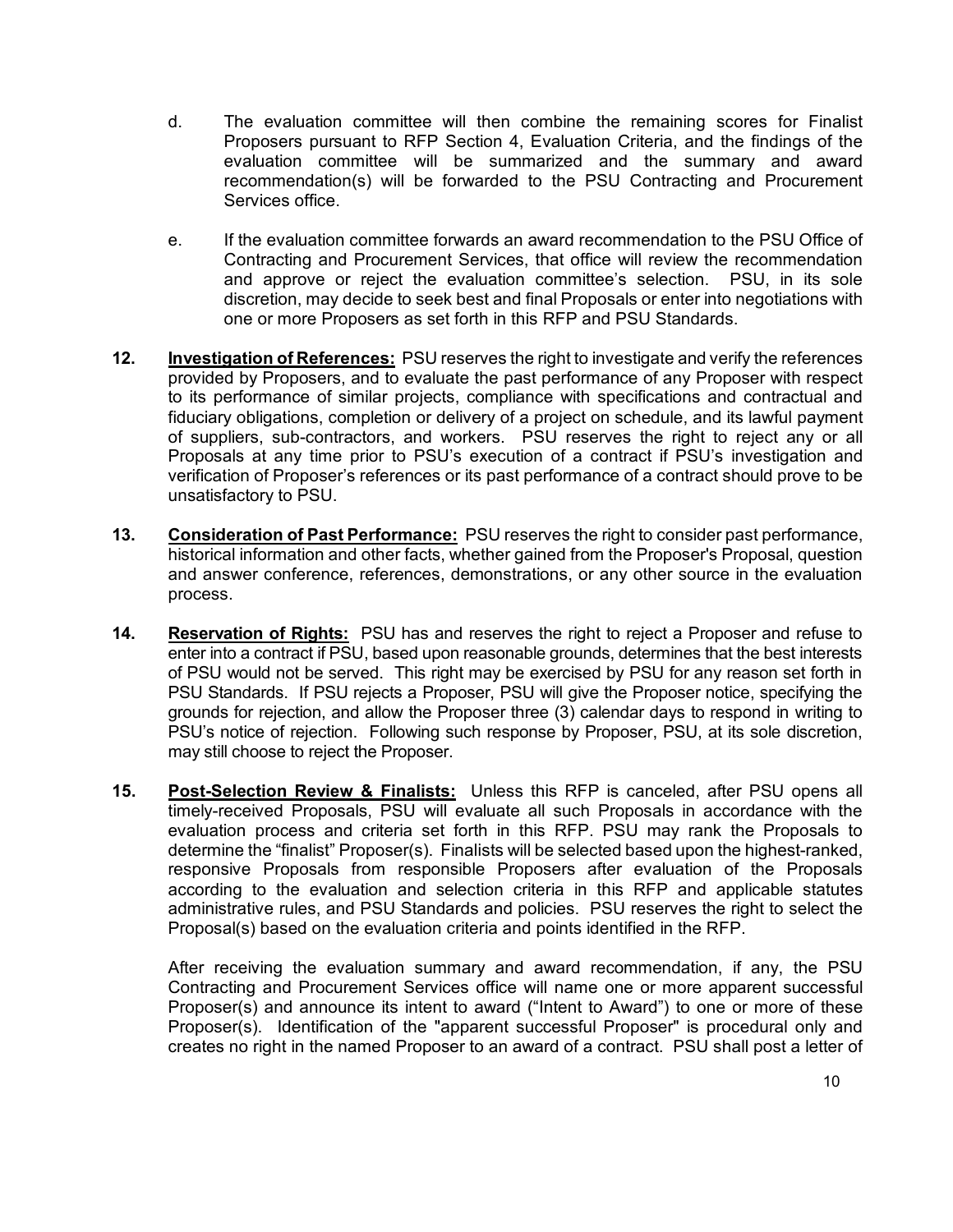d. The evaluation committee will then combine the remaining scores for Finalist Proposers pursuant to RFP Section 4, Evaluation Criteria, and the findings of the evaluation committee will be summarized and the summary and award recommendation(s) will be forwarded to the PSU Contracting and Procurement Services office.

e. If the evaluation committee forwards an award recommendation to the PSU Office of Contracting and Procurement Services, that office will review the recommendation and approve or reject the evaluation committee's selection. PSU, in its sole discretion, may decide to seek best and final Proposals or enter into negotiations with one or more Proposers as set forth in this RFP and PSU Standards.

**12. <u>Investigation of References:</u>** PSU reserves the right to investigate and verify the references provided by Proposers, and to evaluate the past performance of any Proposer with respect to its performance of similar projects, compliance with specifications and contractual and fiduciary obligations, completion or delivery of a project on schedule, and its lawful payment of suppliers, sub-contractors, and workers. PSU reserves the right to reject any or all Proposals at any time prior to PSU's execution of a contract if PSU's investigation and verification of Proposer's references or its past performance of a contract should prove to be unsatisfactory to PSU.

**13. <u>Consideration of Past Performance:</u>** PSU reserves the right to consider past performance, historical information and other facts, whether gained from the Proposer's Proposal, question and answer conference, references, demonstrations, or any other source in the evaluation process.

**14. <u>Reservation of Rights:</u>** PSU has and reserves the right to reject a Proposer and refuse to enter into a contract if PSU, based upon reasonable grounds, determines that the best interests of PSU would not be served. This right may be exercised by PSU for any reason set forth in PSU Standards. If PSU rejects a Proposer, PSU will give the Proposer notice, specifying the grounds for rejection, and allow the Proposer three (3) calendar days to respond in writing to PSU's notice of rejection. Following such response by Proposer, PSU, at its sole discretion, may still choose to reject the Proposer.

**15. <u>Post-Selection Review & Finalists:</u>** Unless this RFP is canceled, after PSU opens all timely-received Proposals, PSU will evaluate all such Proposals in accordance with the evaluation process and criteria set forth in this RFP. PSU may rank the Proposals to determine the "finalist" Proposer(s). Finalists will be selected based upon the highest-ranked, responsive Proposals from responsible Proposers after evaluation of the Proposals according to the evaluation and selection criteria in this RFP and applicable statutes administrative rules, and PSU Standards and policies. PSU reserves the right to select the Proposal(s) based on the evaluation criteria and points identified in the RFP.

After receiving the evaluation summary and award recommendation, if any, the PSU Contracting and Procurement Services office will name one or more apparent successful Proposer(s) and announce its intent to award ("Intent to Award") to one or more of these Proposer(s). Identification of the "apparent successful Proposer" is procedural only and creates no right in the named Proposer to an award of a contract. PSU shall post a letter of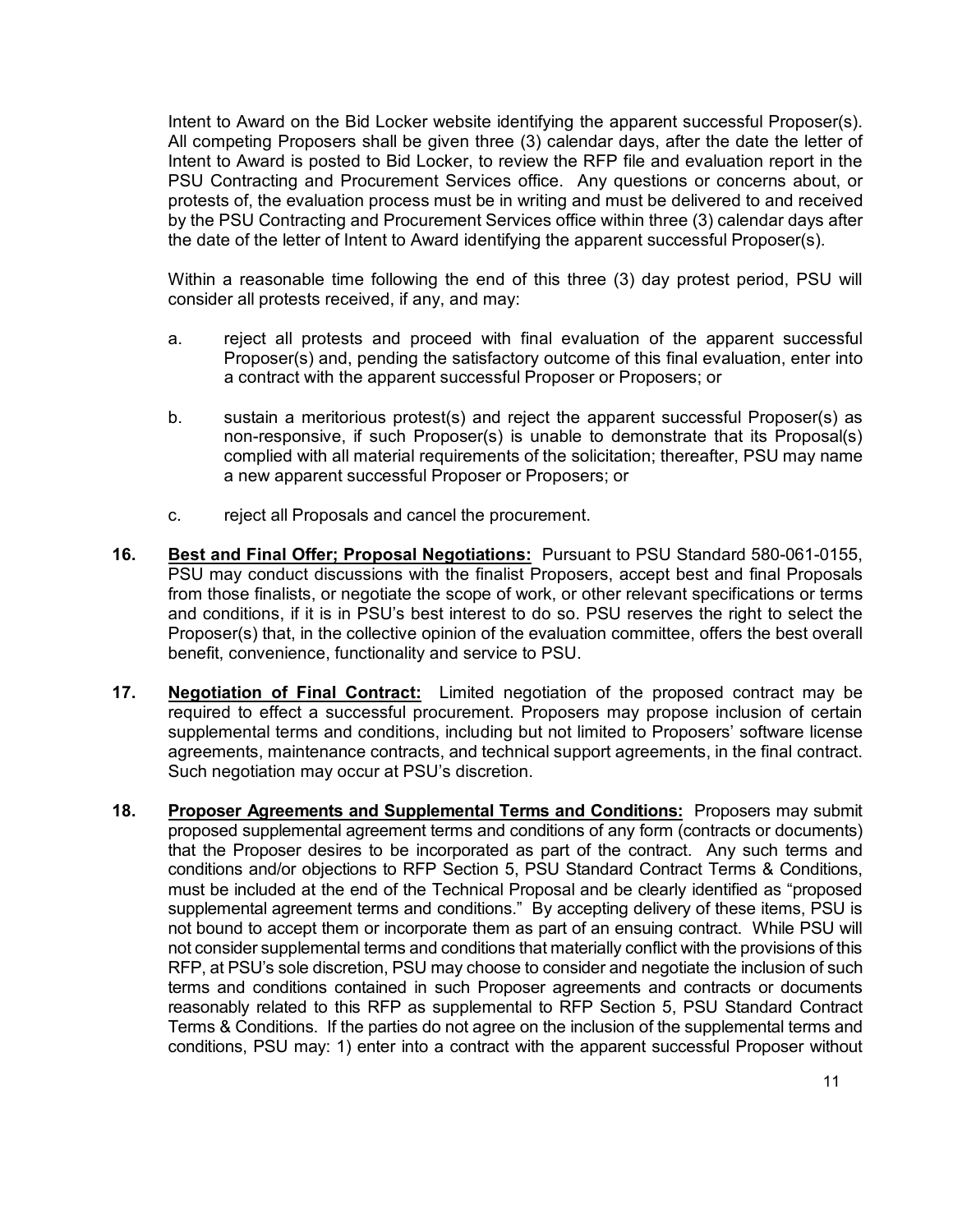Intent to Award on the Bid Locker website identifying the apparent successful Proposer(s). All competing Proposers shall be given three (3) calendar days, after the date the letter of Intent to Award is posted to Bid Locker, to review the RFP file and evaluation report in the PSU Contracting and Procurement Services office. Any questions or concerns about, or protests of, the evaluation process must be in writing and must be delivered to and received by the PSU Contracting and Procurement Services office within three (3) calendar days after the date of the letter of Intent to Award identifying the apparent successful Proposer(s).

Within a reasonable time following the end of this three (3) day protest period, PSU will consider all protests received, if any, and may:

a. reject all protests and proceed with final evaluation of the apparent successful Proposer(s) and, pending the satisfactory outcome of this final evaluation, enter into a contract with the apparent successful Proposer or Proposers; or

b. sustain a meritorious protest(s) and reject the apparent successful Proposer(s) as non-responsive, if such Proposer(s) is unable to demonstrate that its Proposal(s) complied with all material requirements of the solicitation; thereafter, PSU may name a new apparent successful Proposer or Proposers; or

c. reject all Proposals and cancel the procurement.

**16. Best and Final Offer; Proposal Negotiations:** Pursuant to PSU Standard 580-061-0155, PSU may conduct discussions with the finalist Proposers, accept best and final Proposals from those finalists, or negotiate the scope of work, or other relevant specifications or terms and conditions, if it is in PSU's best interest to do so. PSU reserves the right to select the Proposer(s) that, in the collective opinion of the evaluation committee, offers the best overall benefit, convenience, functionality and service to PSU.

**17. Negotiation of Final Contract:** Limited negotiation of the proposed contract may be required to effect a successful procurement. Proposers may propose inclusion of certain supplemental terms and conditions, including but not limited to Proposers' software license agreements, maintenance contracts, and technical support agreements, in the final contract. Such negotiation may occur at PSU's discretion.

**18. Proposer Agreements and Supplemental Terms and Conditions:** Proposers may submit proposed supplemental agreement terms and conditions of any form (contracts or documents) that the Proposer desires to be incorporated as part of the contract. Any such terms and conditions and/or objections to RFP Section 5, PSU Standard Contract Terms & Conditions, must be included at the end of the Technical Proposal and be clearly identified as "proposed supplemental agreement terms and conditions." By accepting delivery of these items, PSU is not bound to accept them or incorporate them as part of an ensuing contract. While PSU will not consider supplemental terms and conditions that materially conflict with the provisions of this RFP, at PSU's sole discretion, PSU may choose to consider and negotiate the inclusion of such terms and conditions contained in such Proposer agreements and contracts or documents reasonably related to this RFP as supplemental to RFP Section 5, PSU Standard Contract Terms & Conditions. If the parties do not agree on the inclusion of the supplemental terms and conditions, PSU may: 1) enter into a contract with the apparent successful Proposer without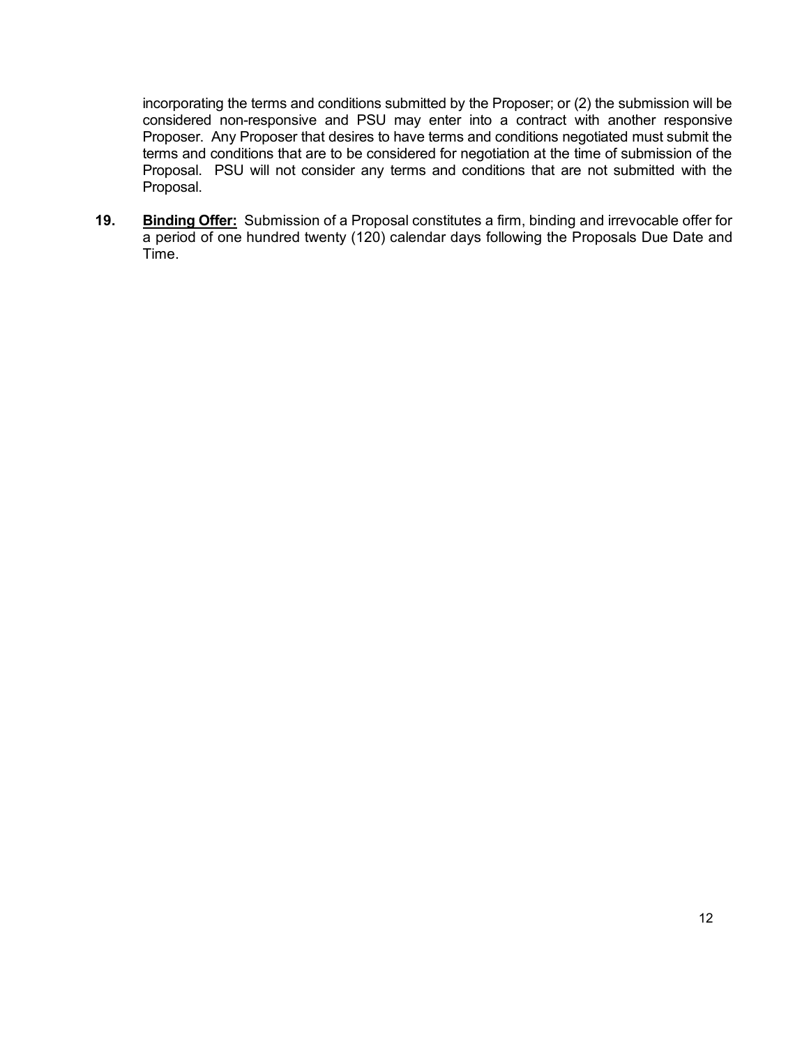incorporating the terms and conditions submitted by the Proposer; or (2) the submission will be considered non-responsive and PSU may enter into a contract with another responsive Proposer. Any Proposer that desires to have terms and conditions negotiated must submit the terms and conditions that are to be considered for negotiation at the time of submission of the Proposal. PSU will not consider any terms and conditions that are not submitted with the Proposal.

**19.** **<u>Binding Offer:</u>** Submission of a Proposal constitutes a firm, binding and irrevocable offer for a period of one hundred twenty (120) calendar days following the Proposals Due Date and Time.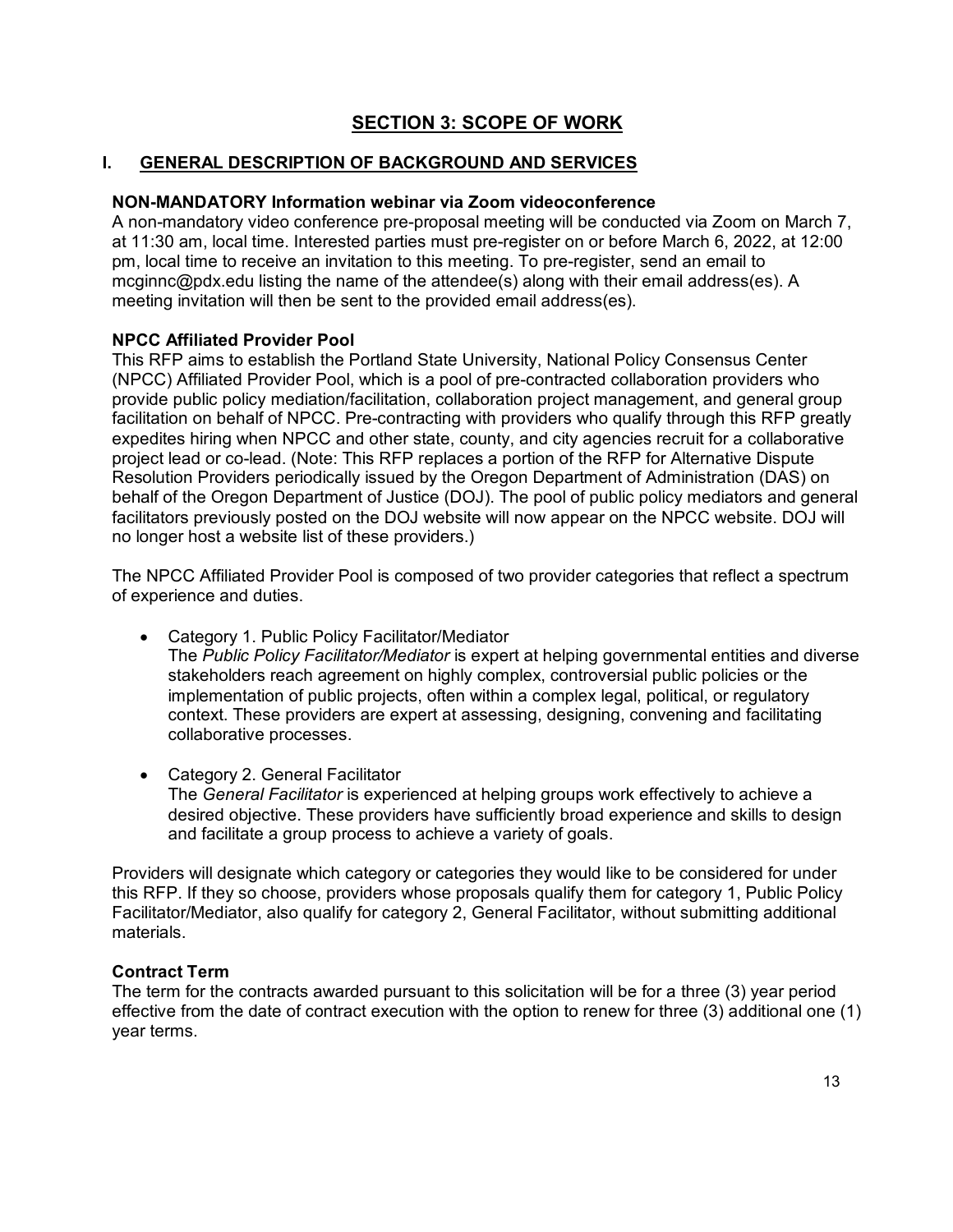# SECTION 3: SCOPE OF WORK

## I. GENERAL DESCRIPTION OF BACKGROUND AND SERVICES

**NON-MANDATORY Information webinar via Zoom videoconference**

A non-mandatory video conference pre-proposal meeting will be conducted via Zoom on March 7, at 11:30 am, local time. Interested parties must pre-register on or before March 6, 2022, at 12:00 pm, local time to receive an invitation to this meeting. To pre-register, send an email to mcginnc@pdx.edu listing the name of the attendee(s) along with their email address(es). A meeting invitation will then be sent to the provided email address(es).

**NPCC Affiliated Provider Pool**

This RFP aims to establish the Portland State University, National Policy Consensus Center (NPCC) Affiliated Provider Pool, which is a pool of pre-contracted collaboration providers who provide public policy mediation/facilitation, collaboration project management, and general group facilitation on behalf of NPCC. Pre-contracting with providers who qualify through this RFP greatly expedites hiring when NPCC and other state, county, and city agencies recruit for a collaborative project lead or co-lead. (Note: This RFP replaces a portion of the RFP for Alternative Dispute Resolution Providers periodically issued by the Oregon Department of Administration (DAS) on behalf of the Oregon Department of Justice (DOJ). The pool of public policy mediators and general facilitators previously posted on the DOJ website will now appear on the NPCC website. DOJ will no longer host a website list of these providers.)

The NPCC Affiliated Provider Pool is composed of two provider categories that reflect a spectrum of experience and duties.

- Category 1. Public Policy Facilitator/Mediator
  The *Public Policy Facilitator/Mediator* is expert at helping governmental entities and diverse stakeholders reach agreement on highly complex, controversial public policies or the implementation of public projects, often within a complex legal, political, or regulatory context. These providers are expert at assessing, designing, convening and facilitating collaborative processes.

- Category 2. General Facilitator
  The *General Facilitator* is experienced at helping groups work effectively to achieve a desired objective. These providers have sufficiently broad experience and skills to design and facilitate a group process to achieve a variety of goals.

Providers will designate which category or categories they would like to be considered for under this RFP. If they so choose, providers whose proposals qualify them for category 1, Public Policy Facilitator/Mediator, also qualify for category 2, General Facilitator, without submitting additional materials.

**Contract Term**

The term for the contracts awarded pursuant to this solicitation will be for a three (3) year period effective from the date of contract execution with the option to renew for three (3) additional one (1) year terms.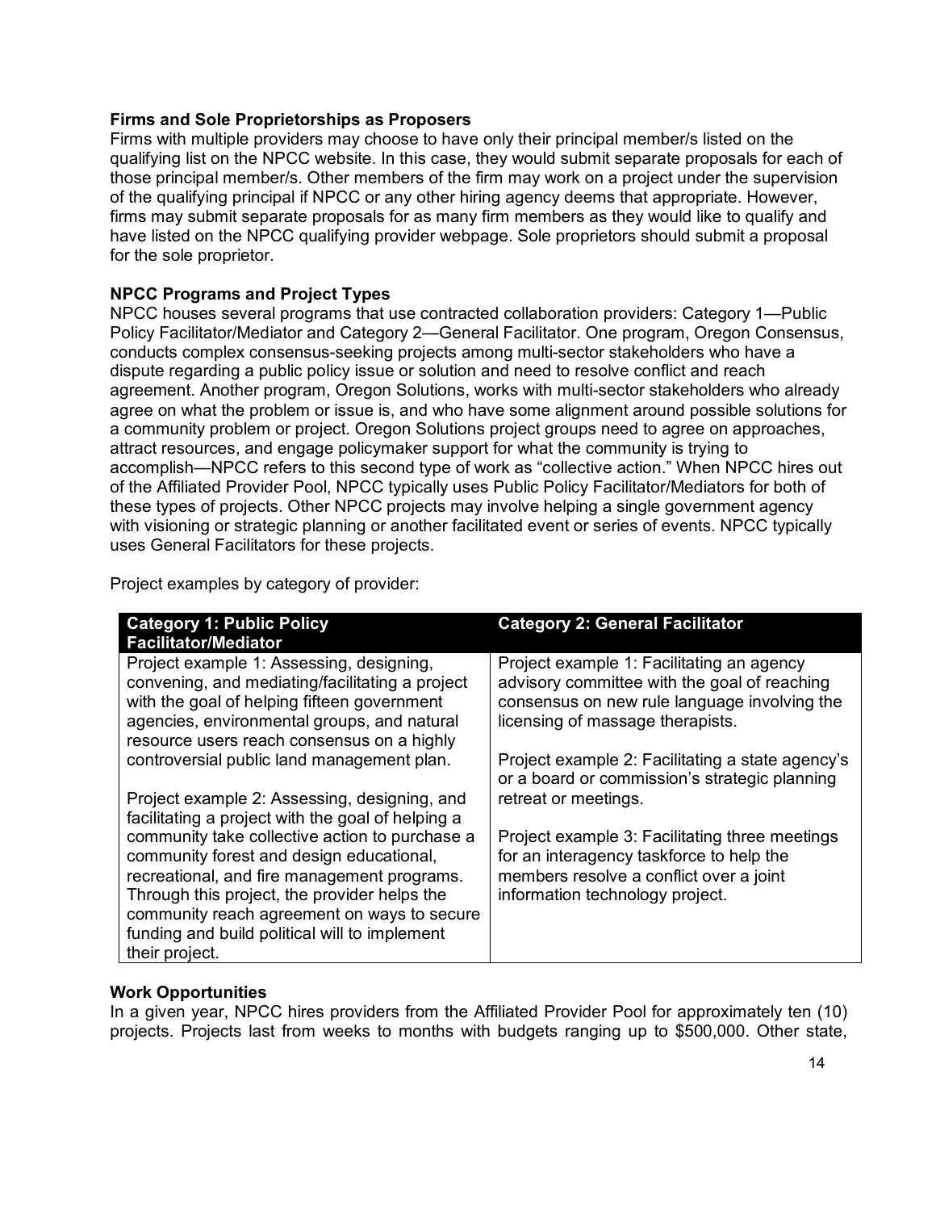**Firms and Sole Proprietorships as Proposers**

Firms with multiple providers may choose to have only their principal member/s listed on the qualifying list on the NPCC website. In this case, they would submit separate proposals for each of those principal member/s. Other members of the firm may work on a project under the supervision of the qualifying principal if NPCC or any other hiring agency deems that appropriate. However, firms may submit separate proposals for as many firm members as they would like to qualify and have listed on the NPCC qualifying provider webpage. Sole proprietors should submit a proposal for the sole proprietor.

**NPCC Programs and Project Types**

NPCC houses several programs that use contracted collaboration providers: Category 1—Public Policy Facilitator/Mediator and Category 2—General Facilitator. One program, Oregon Consensus, conducts complex consensus-seeking projects among multi-sector stakeholders who have a dispute regarding a public policy issue or solution and need to resolve conflict and reach agreement. Another program, Oregon Solutions, works with multi-sector stakeholders who already agree on what the problem or issue is, and who have some alignment around possible solutions for a community problem or project. Oregon Solutions project groups need to agree on approaches, attract resources, and engage policymaker support for what the community is trying to accomplish—NPCC refers to this second type of work as "collective action." When NPCC hires out of the Affiliated Provider Pool, NPCC typically uses Public Policy Facilitator/Mediators for both of these types of projects. Other NPCC projects may involve helping a single government agency with visioning or strategic planning or another facilitated event or series of events. NPCC typically uses General Facilitators for these projects.

Project examples by category of provider:

| Category 1: Public Policy Facilitator/Mediator | Category 2: General Facilitator |
|---|---|
| Project example 1: Assessing, designing, convening, and mediating/facilitating a project with the goal of helping fifteen government agencies, environmental groups, and natural resource users reach consensus on a highly controversial public land management plan.<br><br>Project example 2: Assessing, designing, and facilitating a project with the goal of helping a community take collective action to purchase a community forest and design educational, recreational, and fire management programs. Through this project, the provider helps the community reach agreement on ways to secure funding and build political will to implement their project. | Project example 1: Facilitating an agency advisory committee with the goal of reaching consensus on new rule language involving the licensing of massage therapists.<br><br>Project example 2: Facilitating a state agency's or a board or commission's strategic planning retreat or meetings.<br><br>Project example 3: Facilitating three meetings for an interagency taskforce to help the members resolve a conflict over a joint information technology project. |

**Work Opportunities**

In a given year, NPCC hires providers from the Affiliated Provider Pool for approximately ten (10) projects. Projects last from weeks to months with budgets ranging up to $500,000. Other state,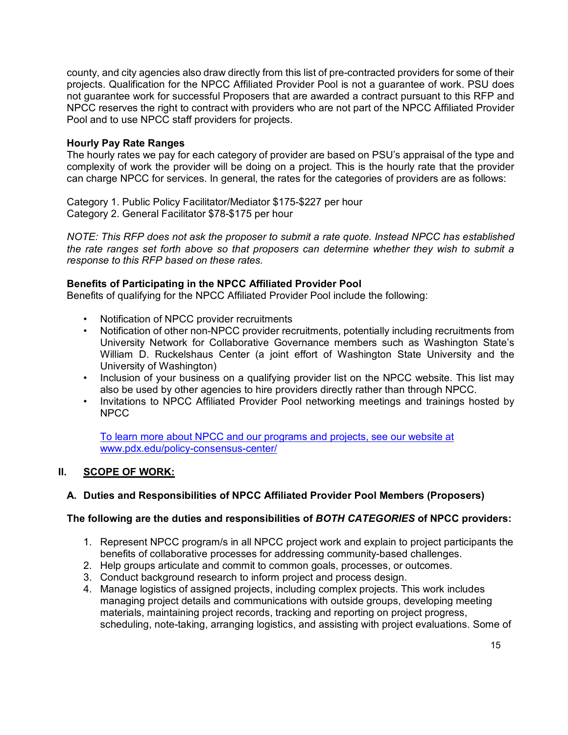county, and city agencies also draw directly from this list of pre-contracted providers for some of their projects. Qualification for the NPCC Affiliated Provider Pool is not a guarantee of work. PSU does not guarantee work for successful Proposers that are awarded a contract pursuant to this RFP and NPCC reserves the right to contract with providers who are not part of the NPCC Affiliated Provider Pool and to use NPCC staff providers for projects.

**Hourly Pay Rate Ranges**

The hourly rates we pay for each category of provider are based on PSU's appraisal of the type and complexity of work the provider will be doing on a project. This is the hourly rate that the provider can charge NPCC for services. In general, the rates for the categories of providers are as follows:

Category 1. Public Policy Facilitator/Mediator $175-$227 per hour
Category 2. General Facilitator $78-$175 per hour

*NOTE: This RFP does not ask the proposer to submit a rate quote. Instead NPCC has established the rate ranges set forth above so that proposers can determine whether they wish to submit a response to this RFP based on these rates.*

**Benefits of Participating in the NPCC Affiliated Provider Pool**

Benefits of qualifying for the NPCC Affiliated Provider Pool include the following:

- Notification of NPCC provider recruitments
- Notification of other non-NPCC provider recruitments, potentially including recruitments from University Network for Collaborative Governance members such as Washington State's William D. Ruckelshaus Center (a joint effort of Washington State University and the University of Washington)
- Inclusion of your business on a qualifying provider list on the NPCC website. This list may also be used by other agencies to hire providers directly rather than through NPCC.
- Invitations to NPCC Affiliated Provider Pool networking meetings and trainings hosted by NPCC

  [To learn more about NPCC and our programs and projects, see our website at www.pdx.edu/policy-consensus-center/](http://www.pdx.edu/policy-consensus-center/)

## II. SCOPE OF WORK:

### A. Duties and Responsibilities of NPCC Affiliated Provider Pool Members (Proposers)

**The following are the duties and responsibilities of *BOTH CATEGORIES* of NPCC providers:**

1. Represent NPCC program/s in all NPCC project work and explain to project participants the benefits of collaborative processes for addressing community-based challenges.
2. Help groups articulate and commit to common goals, processes, or outcomes.
3. Conduct background research to inform project and process design.
4. Manage logistics of assigned projects, including complex projects. This work includes managing project details and communications with outside groups, developing meeting materials, maintaining project records, tracking and reporting on project progress, scheduling, note-taking, arranging logistics, and assisting with project evaluations. Some of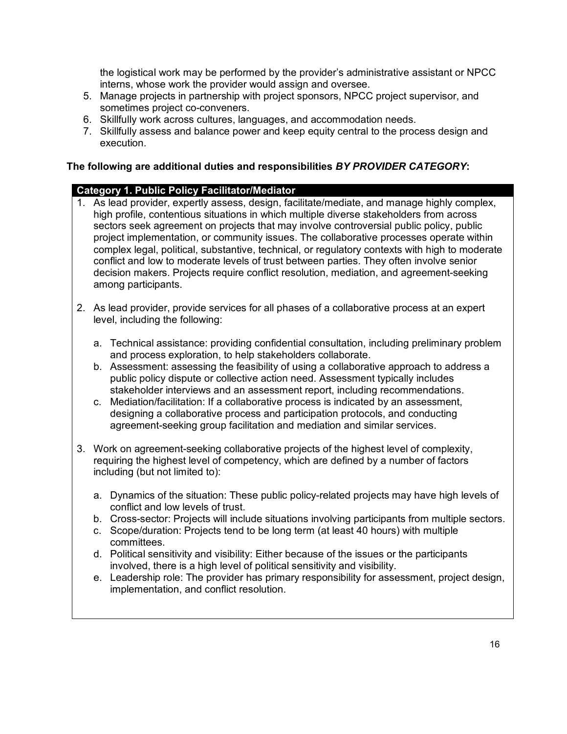the logistical work may be performed by the provider's administrative assistant or NPCC interns, whose work the provider would assign and oversee.

5. Manage projects in partnership with project sponsors, NPCC project supervisor, and sometimes project co-conveners.
6. Skillfully work across cultures, languages, and accommodation needs.
7. Skillfully assess and balance power and keep equity central to the process design and execution.

**The following are additional duties and responsibilities *BY PROVIDER CATEGORY*:**

**Category 1. Public Policy Facilitator/Mediator**

1. As lead provider, expertly assess, design, facilitate/mediate, and manage highly complex, high profile, contentious situations in which multiple diverse stakeholders from across sectors seek agreement on projects that may involve controversial public policy, public project implementation, or community issues. The collaborative processes operate within complex legal, political, substantive, technical, or regulatory contexts with high to moderate conflict and low to moderate levels of trust between parties. They often involve senior decision makers. Projects require conflict resolution, mediation, and agreement-seeking among participants.

2. As lead provider, provide services for all phases of a collaborative process at an expert level, including the following:

   a. Technical assistance: providing confidential consultation, including preliminary problem and process exploration, to help stakeholders collaborate.
   b. Assessment: assessing the feasibility of using a collaborative approach to address a public policy dispute or collective action need. Assessment typically includes stakeholder interviews and an assessment report, including recommendations.
   c. Mediation/facilitation: If a collaborative process is indicated by an assessment, designing a collaborative process and participation protocols, and conducting agreement-seeking group facilitation and mediation and similar services.

3. Work on agreement-seeking collaborative projects of the highest level of complexity, requiring the highest level of competency, which are defined by a number of factors including (but not limited to):

   a. Dynamics of the situation: These public policy-related projects may have high levels of conflict and low levels of trust.
   b. Cross-sector: Projects will include situations involving participants from multiple sectors.
   c. Scope/duration: Projects tend to be long term (at least 40 hours) with multiple committees.
   d. Political sensitivity and visibility: Either because of the issues or the participants involved, there is a high level of political sensitivity and visibility.
   e. Leadership role: The provider has primary responsibility for assessment, project design, implementation, and conflict resolution.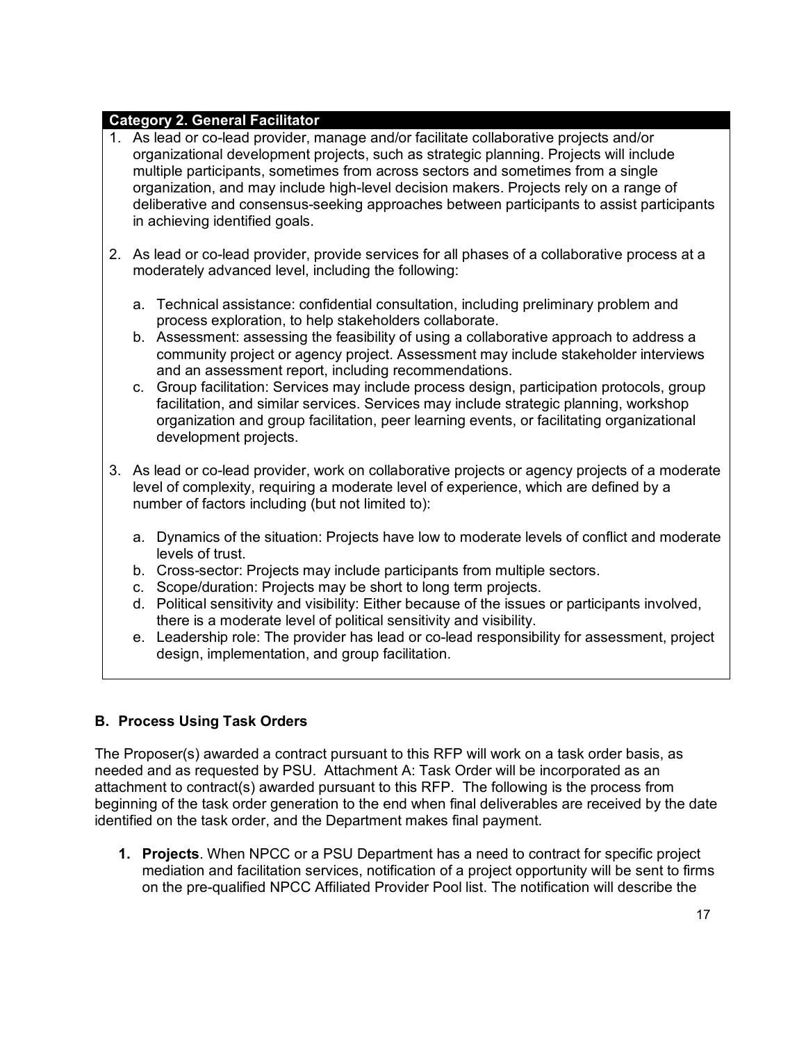**Category 2. General Facilitator**

1. As lead or co-lead provider, manage and/or facilitate collaborative projects and/or organizational development projects, such as strategic planning. Projects will include multiple participants, sometimes from across sectors and sometimes from a single organization, and may include high-level decision makers. Projects rely on a range of deliberative and consensus-seeking approaches between participants to assist participants in achieving identified goals.

2. As lead or co-lead provider, provide services for all phases of a collaborative process at a moderately advanced level, including the following:

   a. Technical assistance: confidential consultation, including preliminary problem and process exploration, to help stakeholders collaborate.
   b. Assessment: assessing the feasibility of using a collaborative approach to address a community project or agency project. Assessment may include stakeholder interviews and an assessment report, including recommendations.
   c. Group facilitation: Services may include process design, participation protocols, group facilitation, and similar services. Services may include strategic planning, workshop organization and group facilitation, peer learning events, or facilitating organizational development projects.

3. As lead or co-lead provider, work on collaborative projects or agency projects of a moderate level of complexity, requiring a moderate level of experience, which are defined by a number of factors including (but not limited to):

   a. Dynamics of the situation: Projects have low to moderate levels of conflict and moderate levels of trust.
   b. Cross-sector: Projects may include participants from multiple sectors.
   c. Scope/duration: Projects may be short to long term projects.
   d. Political sensitivity and visibility: Either because of the issues or participants involved, there is a moderate level of political sensitivity and visibility.
   e. Leadership role: The provider has lead or co-lead responsibility for assessment, project design, implementation, and group facilitation.

### B. Process Using Task Orders

The Proposer(s) awarded a contract pursuant to this RFP will work on a task order basis, as needed and as requested by PSU. Attachment A: Task Order will be incorporated as an attachment to contract(s) awarded pursuant to this RFP. The following is the process from beginning of the task order generation to the end when final deliverables are received by the date identified on the task order, and the Department makes final payment.

1. **Projects**. When NPCC or a PSU Department has a need to contract for specific project mediation and facilitation services, notification of a project opportunity will be sent to firms on the pre-qualified NPCC Affiliated Provider Pool list. The notification will describe the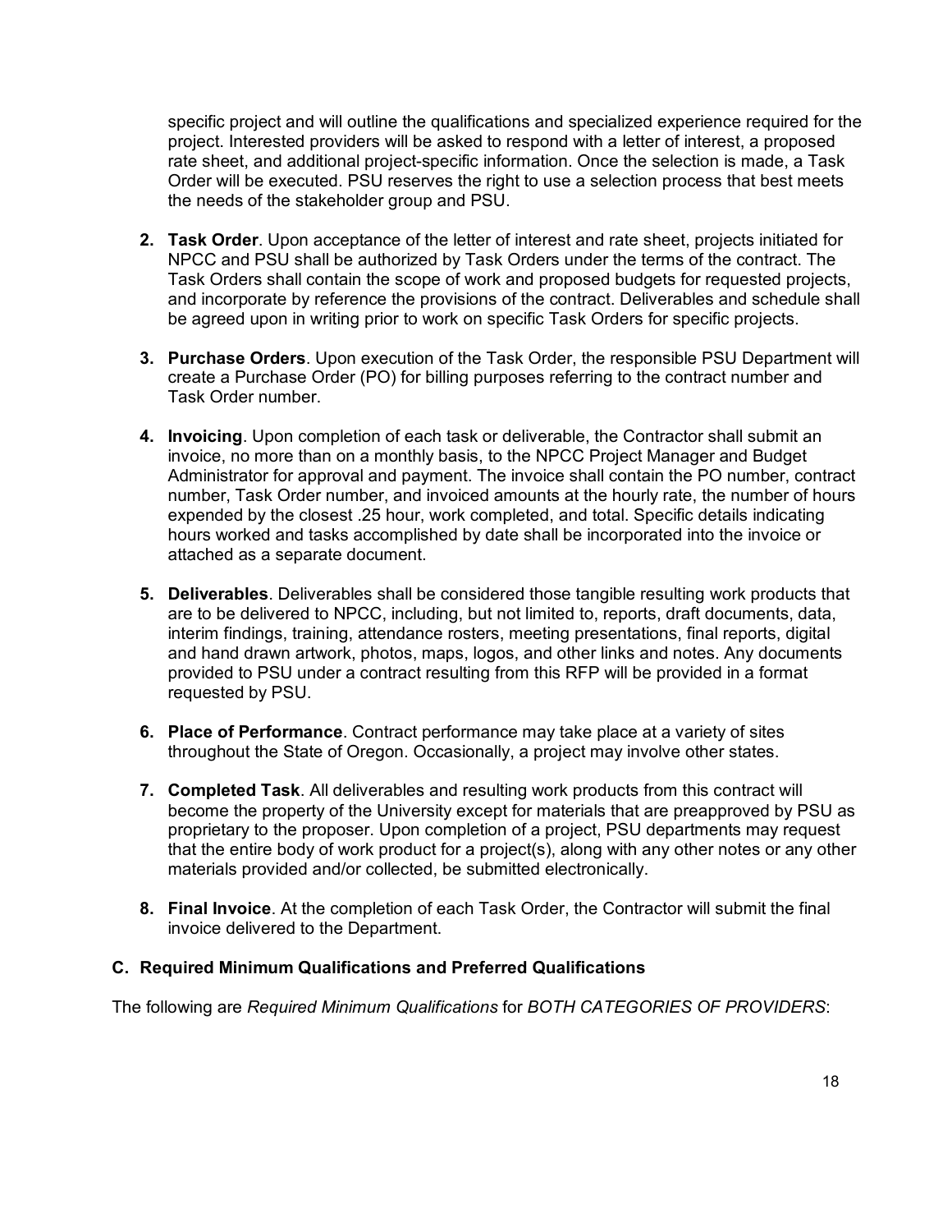specific project and will outline the qualifications and specialized experience required for the project. Interested providers will be asked to respond with a letter of interest, a proposed rate sheet, and additional project-specific information. Once the selection is made, a Task Order will be executed. PSU reserves the right to use a selection process that best meets the needs of the stakeholder group and PSU.

2. **Task Order**. Upon acceptance of the letter of interest and rate sheet, projects initiated for NPCC and PSU shall be authorized by Task Orders under the terms of the contract. The Task Orders shall contain the scope of work and proposed budgets for requested projects, and incorporate by reference the provisions of the contract. Deliverables and schedule shall be agreed upon in writing prior to work on specific Task Orders for specific projects.

3. **Purchase Orders**. Upon execution of the Task Order, the responsible PSU Department will create a Purchase Order (PO) for billing purposes referring to the contract number and Task Order number.

4. **Invoicing**. Upon completion of each task or deliverable, the Contractor shall submit an invoice, no more than on a monthly basis, to the NPCC Project Manager and Budget Administrator for approval and payment. The invoice shall contain the PO number, contract number, Task Order number, and invoiced amounts at the hourly rate, the number of hours expended by the closest .25 hour, work completed, and total. Specific details indicating hours worked and tasks accomplished by date shall be incorporated into the invoice or attached as a separate document.

5. **Deliverables**. Deliverables shall be considered those tangible resulting work products that are to be delivered to NPCC, including, but not limited to, reports, draft documents, data, interim findings, training, attendance rosters, meeting presentations, final reports, digital and hand drawn artwork, photos, maps, logos, and other links and notes. Any documents provided to PSU under a contract resulting from this RFP will be provided in a format requested by PSU.

6. **Place of Performance**. Contract performance may take place at a variety of sites throughout the State of Oregon. Occasionally, a project may involve other states.

7. **Completed Task**. All deliverables and resulting work products from this contract will become the property of the University except for materials that are preapproved by PSU as proprietary to the proposer. Upon completion of a project, PSU departments may request that the entire body of work product for a project(s), along with any other notes or any other materials provided and/or collected, be submitted electronically.

8. **Final Invoice**. At the completion of each Task Order, the Contractor will submit the final invoice delivered to the Department.

### C. Required Minimum Qualifications and Preferred Qualifications

The following are *Required Minimum Qualifications* for *BOTH CATEGORIES OF PROVIDERS*: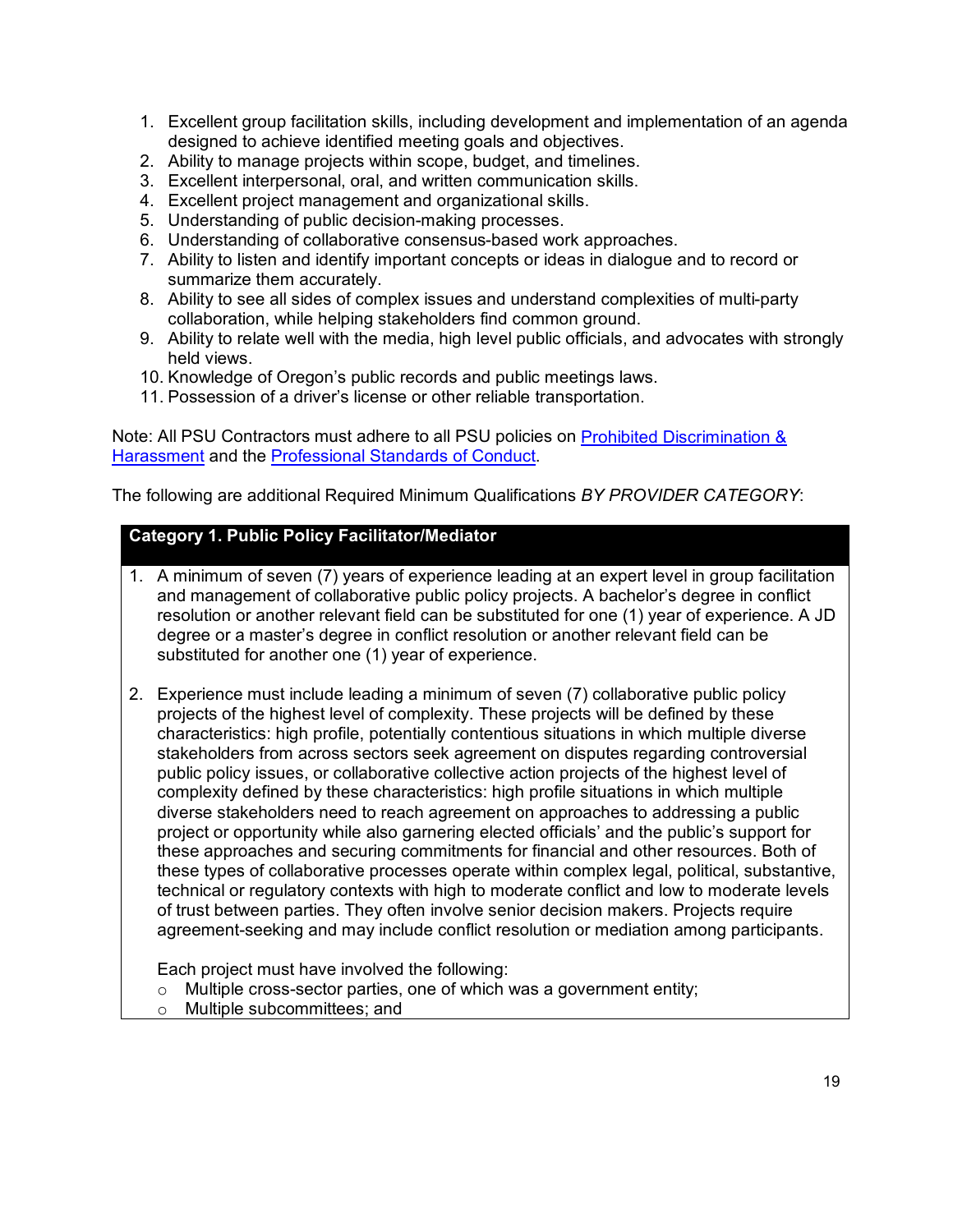1. Excellent group facilitation skills, including development and implementation of an agenda designed to achieve identified meeting goals and objectives.
2. Ability to manage projects within scope, budget, and timelines.
3. Excellent interpersonal, oral, and written communication skills.
4. Excellent project management and organizational skills.
5. Understanding of public decision-making processes.
6. Understanding of collaborative consensus-based work approaches.
7. Ability to listen and identify important concepts or ideas in dialogue and to record or summarize them accurately.
8. Ability to see all sides of complex issues and understand complexities of multi-party collaboration, while helping stakeholders find common ground.
9. Ability to relate well with the media, high level public officials, and advocates with strongly held views.
10. Knowledge of Oregon's public records and public meetings laws.
11. Possession of a driver's license or other reliable transportation.

Note: All PSU Contractors must adhere to all PSU policies on [Prohibited Discrimination & Harassment]() and the [Professional Standards of Conduct]().

The following are additional Required Minimum Qualifications *BY PROVIDER CATEGORY*:

**Category 1. Public Policy Facilitator/Mediator**

1. A minimum of seven (7) years of experience leading at an expert level in group facilitation and management of collaborative public policy projects. A bachelor's degree in conflict resolution or another relevant field can be substituted for one (1) year of experience. A JD degree or a master's degree in conflict resolution or another relevant field can be substituted for another one (1) year of experience.

2. Experience must include leading a minimum of seven (7) collaborative public policy projects of the highest level of complexity. These projects will be defined by these characteristics: high profile, potentially contentious situations in which multiple diverse stakeholders from across sectors seek agreement on disputes regarding controversial public policy issues, or collaborative collective action projects of the highest level of complexity defined by these characteristics: high profile situations in which multiple diverse stakeholders need to reach agreement on approaches to addressing a public project or opportunity while also garnering elected officials' and the public's support for these approaches and securing commitments for financial and other resources. Both of these types of collaborative processes operate within complex legal, political, substantive, technical or regulatory contexts with high to moderate conflict and low to moderate levels of trust between parties. They often involve senior decision makers. Projects require agreement-seeking and may include conflict resolution or mediation among participants.

   Each project must have involved the following:
   - Multiple cross-sector parties, one of which was a government entity;
   - Multiple subcommittees; and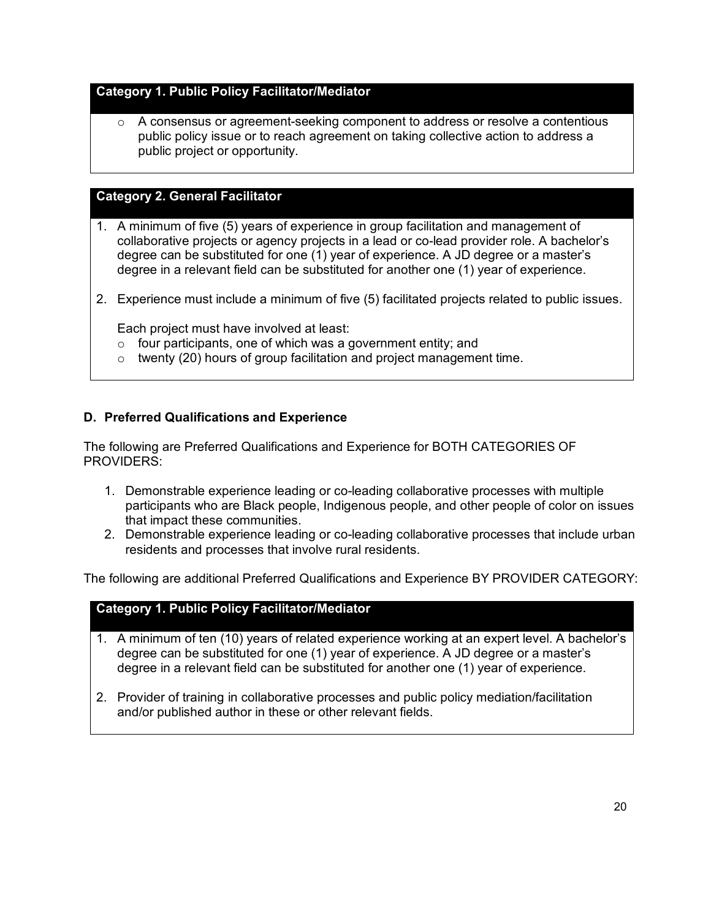**Category 1. Public Policy Facilitator/Mediator**

- A consensus or agreement-seeking component to address or resolve a contentious public policy issue or to reach agreement on taking collective action to address a public project or opportunity.

**Category 2. General Facilitator**

1. A minimum of five (5) years of experience in group facilitation and management of collaborative projects or agency projects in a lead or co-lead provider role. A bachelor's degree can be substituted for one (1) year of experience. A JD degree or a master's degree in a relevant field can be substituted for another one (1) year of experience.

2. Experience must include a minimum of five (5) facilitated projects related to public issues.

   Each project must have involved at least:
   - four participants, one of which was a government entity; and
   - twenty (20) hours of group facilitation and project management time.

### D. Preferred Qualifications and Experience

The following are Preferred Qualifications and Experience for BOTH CATEGORIES OF PROVIDERS:

1. Demonstrable experience leading or co-leading collaborative processes with multiple participants who are Black people, Indigenous people, and other people of color on issues that impact these communities.
2. Demonstrable experience leading or co-leading collaborative processes that include urban residents and processes that involve rural residents.

The following are additional Preferred Qualifications and Experience BY PROVIDER CATEGORY:

**Category 1. Public Policy Facilitator/Mediator**

1. A minimum of ten (10) years of related experience working at an expert level. A bachelor's degree can be substituted for one (1) year of experience. A JD degree or a master's degree in a relevant field can be substituted for another one (1) year of experience.

2. Provider of training in collaborative processes and public policy mediation/facilitation and/or published author in these or other relevant fields.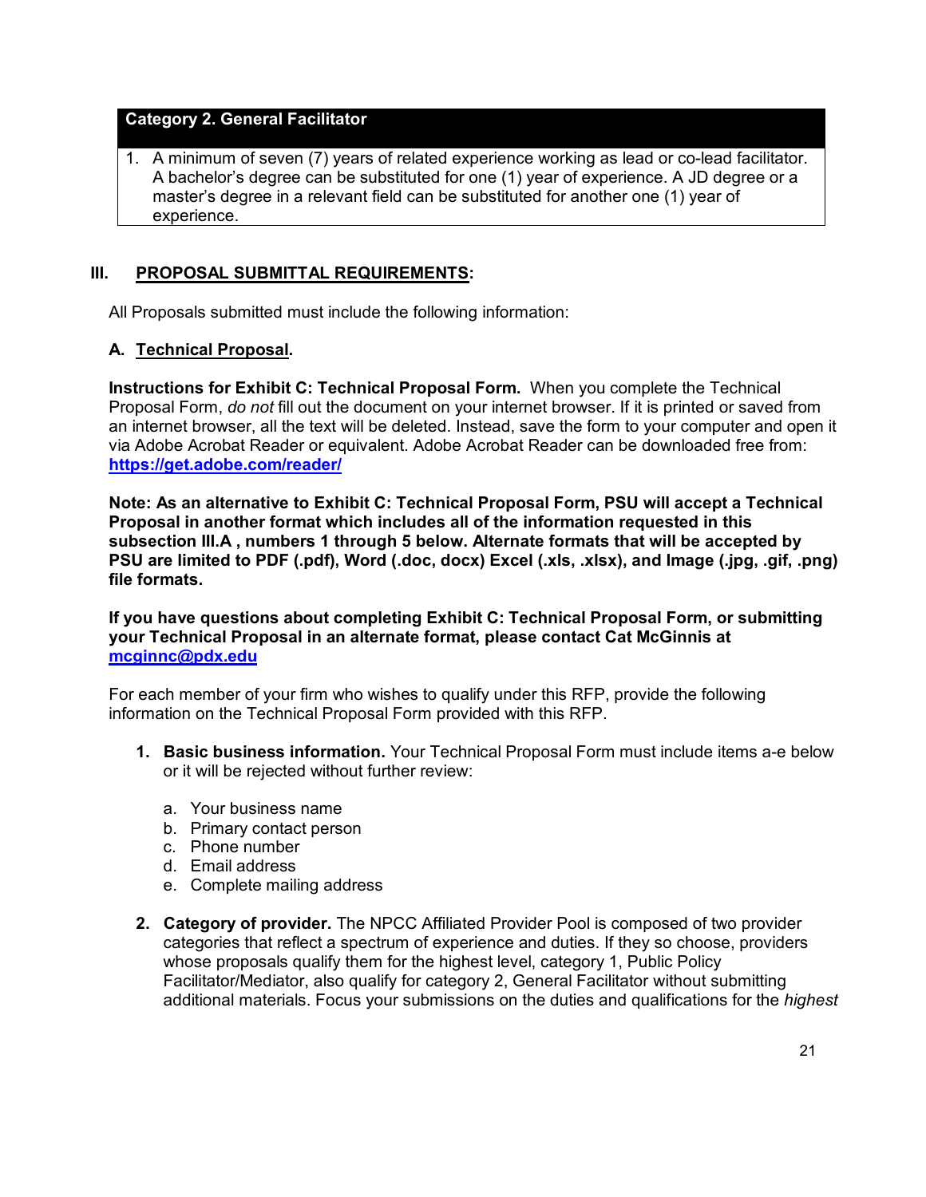| Category 2. General Facilitator |
|---|
| 1. A minimum of seven (7) years of related experience working as lead or co-lead facilitator. A bachelor's degree can be substituted for one (1) year of experience. A JD degree or a master's degree in a relevant field can be substituted for another one (1) year of experience. |

## III. PROPOSAL SUBMITTAL REQUIREMENTS:

All Proposals submitted must include the following information:

### A. Technical Proposal.

**Instructions for Exhibit C: Technical Proposal Form.** When you complete the Technical Proposal Form, *do not* fill out the document on your internet browser. If it is printed or saved from an internet browser, all the text will be deleted. Instead, save the form to your computer and open it via Adobe Acrobat Reader or equivalent. Adobe Acrobat Reader can be downloaded free from: **https://get.adobe.com/reader/**

**Note: As an alternative to Exhibit C: Technical Proposal Form, PSU will accept a Technical Proposal in another format which includes all of the information requested in this subsection III.A , numbers 1 through 5 below. Alternate formats that will be accepted by PSU are limited to PDF (.pdf), Word (.doc, docx) Excel (.xls, .xlsx), and Image (.jpg, .gif, .png) file formats.**

**If you have questions about completing Exhibit C: Technical Proposal Form, or submitting your Technical Proposal in an alternate format, please contact Cat McGinnis at mcginnc@pdx.edu**

For each member of your firm who wishes to qualify under this RFP, provide the following information on the Technical Proposal Form provided with this RFP.

1. **Basic business information.** Your Technical Proposal Form must include items a-e below or it will be rejected without further review:

   a. Your business name
   b. Primary contact person
   c. Phone number
   d. Email address
   e. Complete mailing address

2. **Category of provider.** The NPCC Affiliated Provider Pool is composed of two provider categories that reflect a spectrum of experience and duties. If they so choose, providers whose proposals qualify them for the highest level, category 1, Public Policy Facilitator/Mediator, also qualify for category 2, General Facilitator without submitting additional materials. Focus your submissions on the duties and qualifications for the *highest*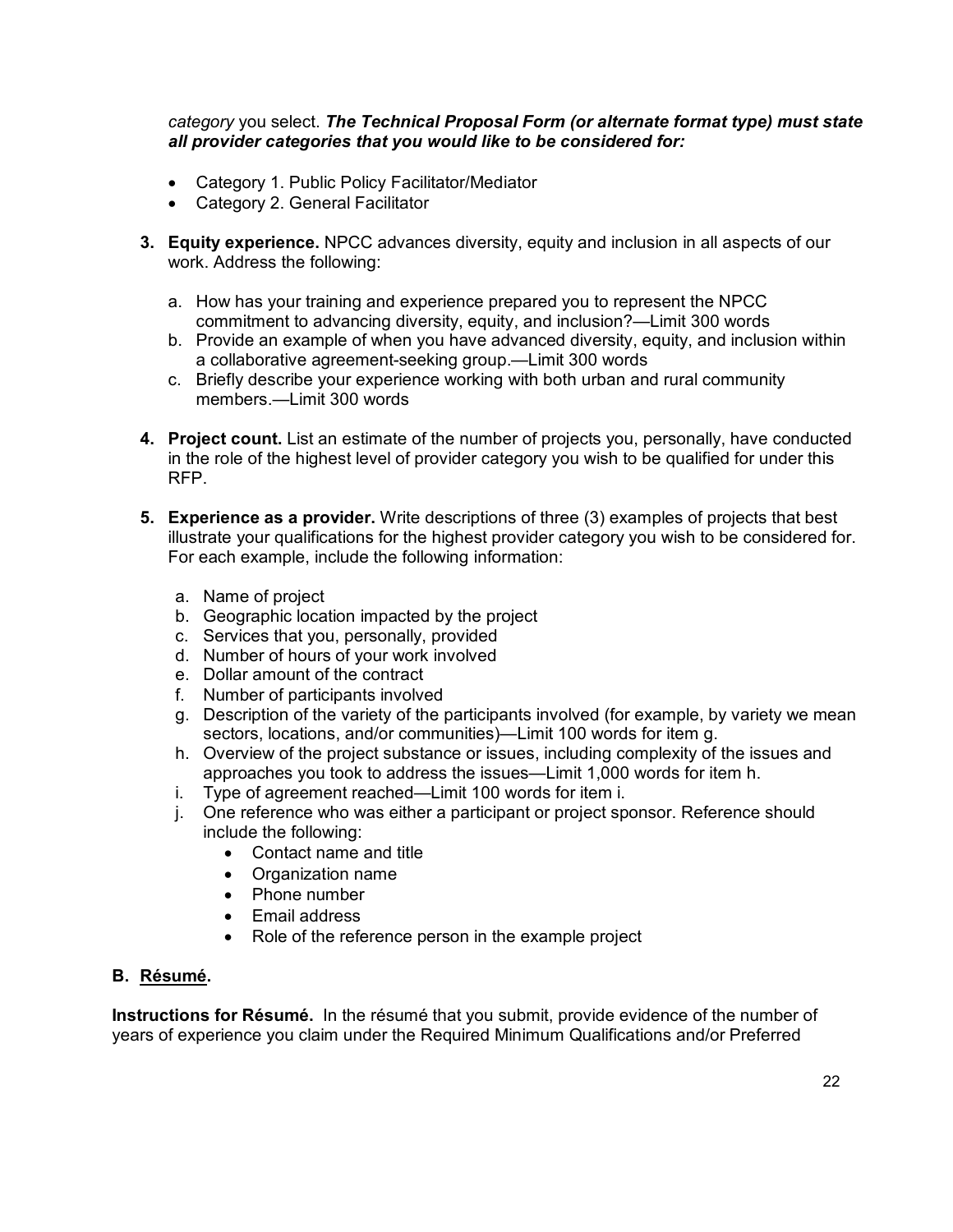*category* you select. ***The Technical Proposal Form (or alternate format type) must state all provider categories that you would like to be considered for:***

- Category 1. Public Policy Facilitator/Mediator
- Category 2. General Facilitator

3. **Equity experience.** NPCC advances diversity, equity and inclusion in all aspects of our work. Address the following:

   a. How has your training and experience prepared you to represent the NPCC commitment to advancing diversity, equity, and inclusion?—Limit 300 words
   b. Provide an example of when you have advanced diversity, equity, and inclusion within a collaborative agreement-seeking group.—Limit 300 words
   c. Briefly describe your experience working with both urban and rural community members.—Limit 300 words

4. **Project count.** List an estimate of the number of projects you, personally, have conducted in the role of the highest level of provider category you wish to be qualified for under this RFP.

5. **Experience as a provider.** Write descriptions of three (3) examples of projects that best illustrate your qualifications for the highest provider category you wish to be considered for. For each example, include the following information:

   a. Name of project
   b. Geographic location impacted by the project
   c. Services that you, personally, provided
   d. Number of hours of your work involved
   e. Dollar amount of the contract
   f. Number of participants involved
   g. Description of the variety of the participants involved (for example, by variety we mean sectors, locations, and/or communities)—Limit 100 words for item g.
   h. Overview of the project substance or issues, including complexity of the issues and approaches you took to address the issues—Limit 1,000 words for item h.
   i. Type of agreement reached—Limit 100 words for item i.
   j. One reference who was either a participant or project sponsor. Reference should include the following:
      - Contact name and title
      - Organization name
      - Phone number
      - Email address
      - Role of the reference person in the example project

## B. Résumé.

**Instructions for Résumé.** In the résumé that you submit, provide evidence of the number of years of experience you claim under the Required Minimum Qualifications and/or Preferred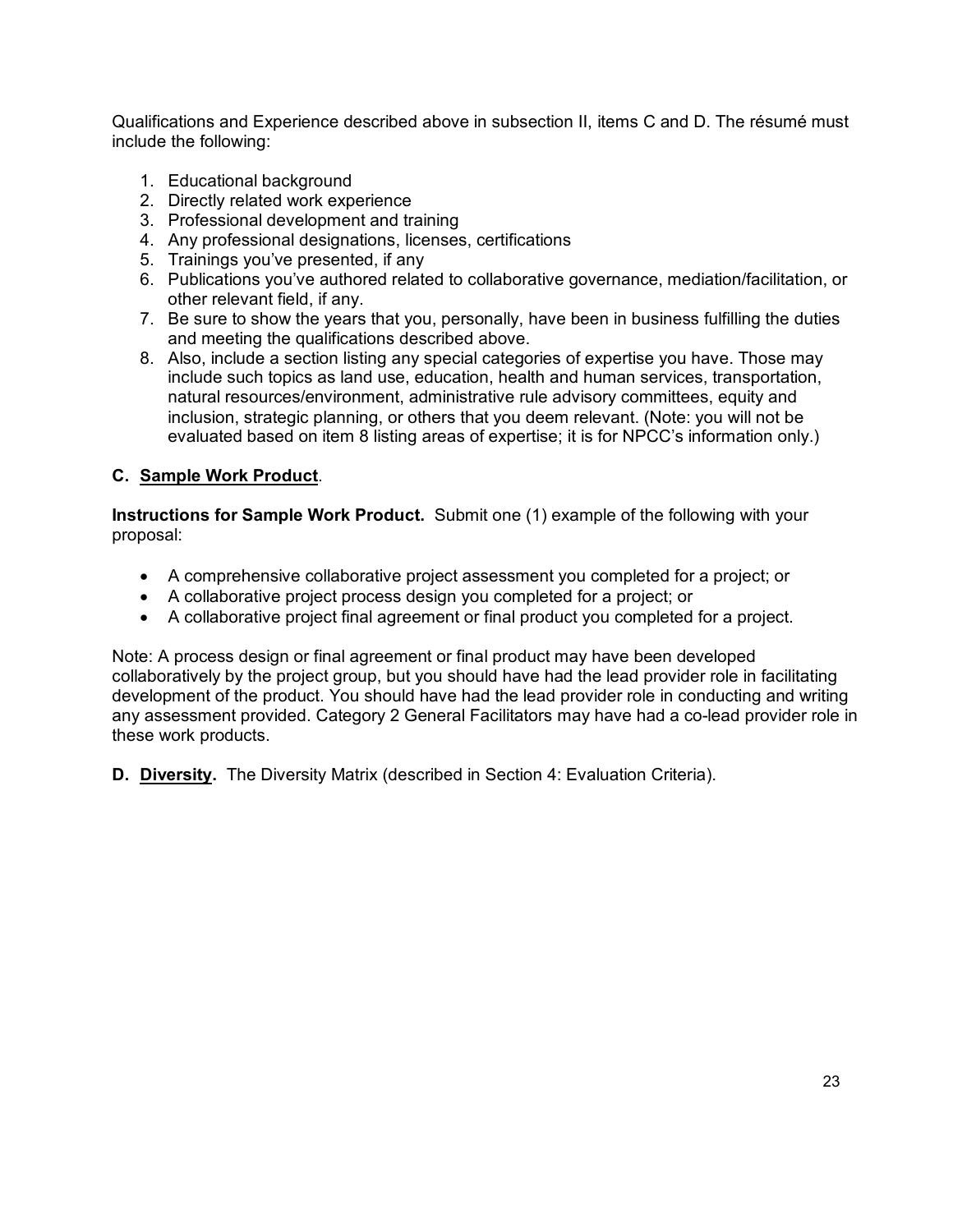Qualifications and Experience described above in subsection II, items C and D. The résumé must include the following:

1. Educational background
2. Directly related work experience
3. Professional development and training
4. Any professional designations, licenses, certifications
5. Trainings you've presented, if any
6. Publications you've authored related to collaborative governance, mediation/facilitation, or other relevant field, if any.
7. Be sure to show the years that you, personally, have been in business fulfilling the duties and meeting the qualifications described above.
8. Also, include a section listing any special categories of expertise you have. Those may include such topics as land use, education, health and human services, transportation, natural resources/environment, administrative rule advisory committees, equity and inclusion, strategic planning, or others that you deem relevant. (Note: you will not be evaluated based on item 8 listing areas of expertise; it is for NPCC's information only.)

**C. <u>Sample Work Product</u>**.

**Instructions for Sample Work Product.** Submit one (1) example of the following with your proposal:

- A comprehensive collaborative project assessment you completed for a project; or
- A collaborative project process design you completed for a project; or
- A collaborative project final agreement or final product you completed for a project.

Note: A process design or final agreement or final product may have been developed collaboratively by the project group, but you should have had the lead provider role in facilitating development of the product. You should have had the lead provider role in conducting and writing any assessment provided. Category 2 General Facilitators may have had a co-lead provider role in these work products.

**D. <u>Diversity</u>.** The Diversity Matrix (described in Section 4: Evaluation Criteria).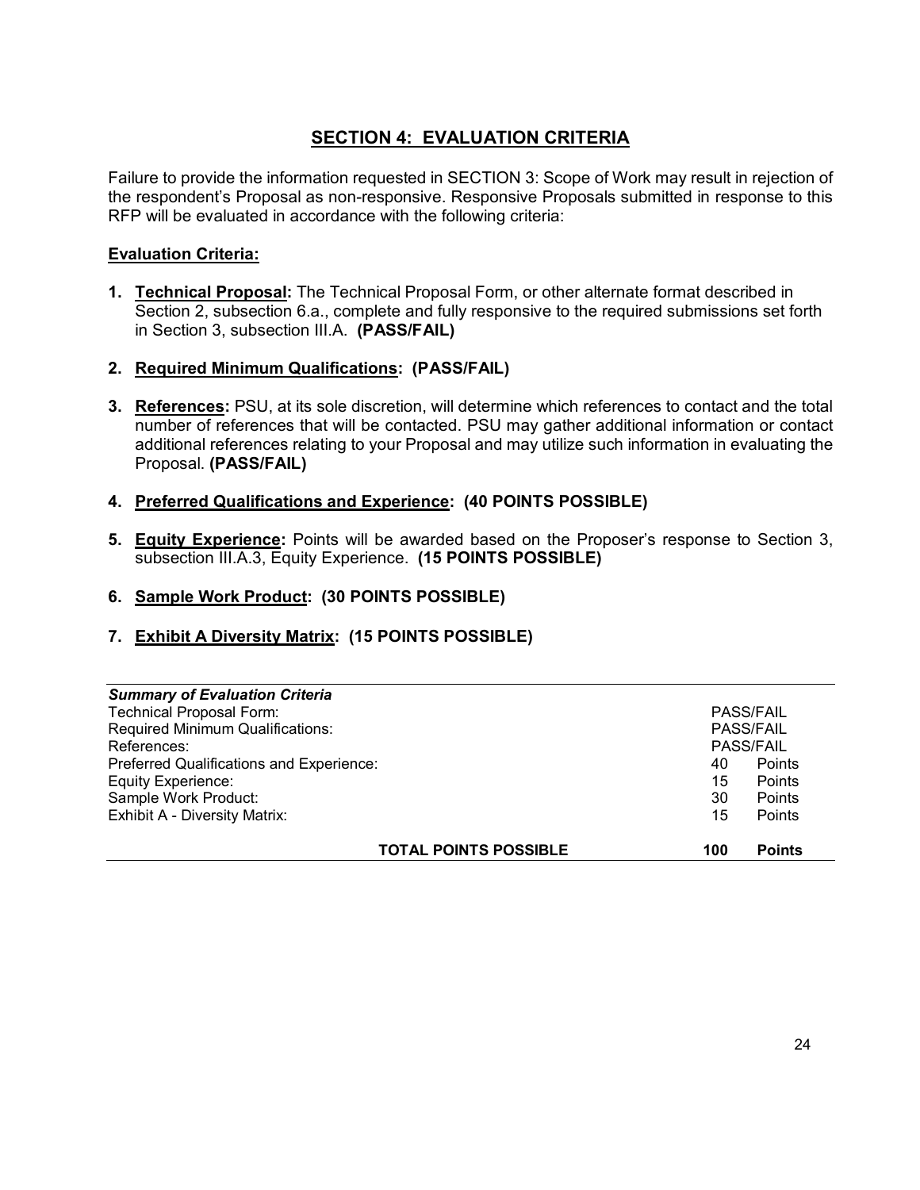## SECTION 4: EVALUATION CRITERIA

Failure to provide the information requested in SECTION 3: Scope of Work may result in rejection of the respondent's Proposal as non-responsive. Responsive Proposals submitted in response to this RFP will be evaluated in accordance with the following criteria:

**Evaluation Criteria:**

1. **Technical Proposal:** The Technical Proposal Form, or other alternate format described in Section 2, subsection 6.a., complete and fully responsive to the required submissions set forth in Section 3, subsection III.A. **(PASS/FAIL)**

2. **Required Minimum Qualifications: (PASS/FAIL)**

3. **References:** PSU, at its sole discretion, will determine which references to contact and the total number of references that will be contacted. PSU may gather additional information or contact additional references relating to your Proposal and may utilize such information in evaluating the Proposal. **(PASS/FAIL)**

4. **Preferred Qualifications and Experience: (40 POINTS POSSIBLE)**

5. **Equity Experience:** Points will be awarded based on the Proposer's response to Section 3, subsection III.A.3, Equity Experience. **(15 POINTS POSSIBLE)**

6. **Sample Work Product: (30 POINTS POSSIBLE)**

7. **Exhibit A Diversity Matrix: (15 POINTS POSSIBLE)**

| ***Summary of Evaluation Criteria*** | | |
|---|---|---|
| Technical Proposal Form: | PASS/FAIL | |
| Required Minimum Qualifications: | PASS/FAIL | |
| References: | PASS/FAIL | |
| Preferred Qualifications and Experience: | 40 | Points |
| Equity Experience: | 15 | Points |
| Sample Work Product: | 30 | Points |
| Exhibit A - Diversity Matrix: | 15 | Points |
| **TOTAL POINTS POSSIBLE** | **100** | **Points** |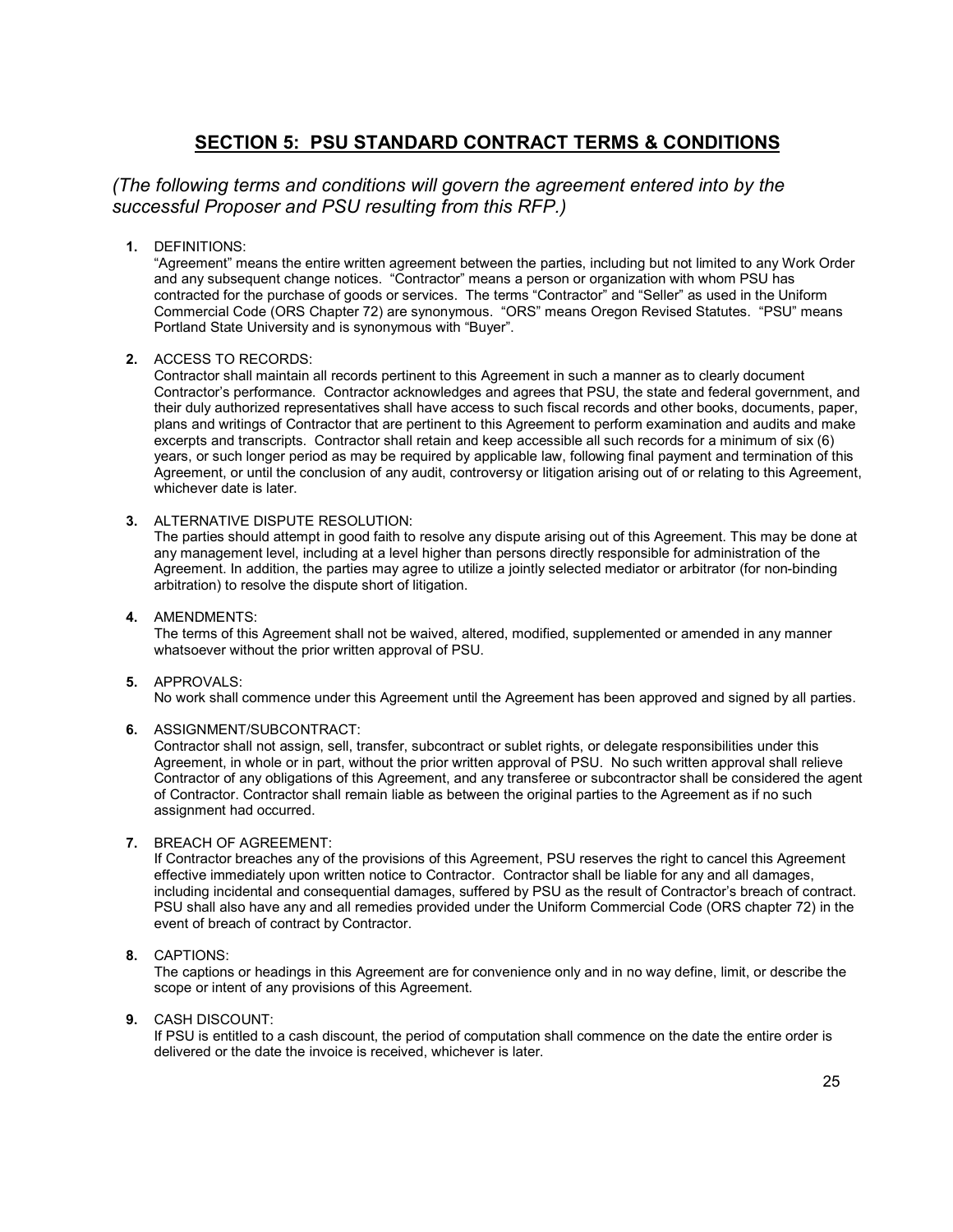## SECTION 5: PSU STANDARD CONTRACT TERMS & CONDITIONS

*(The following terms and conditions will govern the agreement entered into by the successful Proposer and PSU resulting from this RFP.)*

1. DEFINITIONS:
   "Agreement" means the entire written agreement between the parties, including but not limited to any Work Order and any subsequent change notices. "Contractor" means a person or organization with whom PSU has contracted for the purchase of goods or services. The terms "Contractor" and "Seller" as used in the Uniform Commercial Code (ORS Chapter 72) are synonymous. "ORS" means Oregon Revised Statutes. "PSU" means Portland State University and is synonymous with "Buyer".

2. ACCESS TO RECORDS:
   Contractor shall maintain all records pertinent to this Agreement in such a manner as to clearly document Contractor's performance. Contractor acknowledges and agrees that PSU, the state and federal government, and their duly authorized representatives shall have access to such fiscal records and other books, documents, paper, plans and writings of Contractor that are pertinent to this Agreement to perform examination and audits and make excerpts and transcripts. Contractor shall retain and keep accessible all such records for a minimum of six (6) years, or such longer period as may be required by applicable law, following final payment and termination of this Agreement, or until the conclusion of any audit, controversy or litigation arising out of or relating to this Agreement, whichever date is later.

3. ALTERNATIVE DISPUTE RESOLUTION:
   The parties should attempt in good faith to resolve any dispute arising out of this Agreement. This may be done at any management level, including at a level higher than persons directly responsible for administration of the Agreement. In addition, the parties may agree to utilize a jointly selected mediator or arbitrator (for non-binding arbitration) to resolve the dispute short of litigation.

4. AMENDMENTS:
   The terms of this Agreement shall not be waived, altered, modified, supplemented or amended in any manner whatsoever without the prior written approval of PSU.

5. APPROVALS:
   No work shall commence under this Agreement until the Agreement has been approved and signed by all parties.

6. ASSIGNMENT/SUBCONTRACT:
   Contractor shall not assign, sell, transfer, subcontract or sublet rights, or delegate responsibilities under this Agreement, in whole or in part, without the prior written approval of PSU. No such written approval shall relieve Contractor of any obligations of this Agreement, and any transferee or subcontractor shall be considered the agent of Contractor. Contractor shall remain liable as between the original parties to the Agreement as if no such assignment had occurred.

7. BREACH OF AGREEMENT:
   If Contractor breaches any of the provisions of this Agreement, PSU reserves the right to cancel this Agreement effective immediately upon written notice to Contractor. Contractor shall be liable for any and all damages, including incidental and consequential damages, suffered by PSU as the result of Contractor's breach of contract. PSU shall also have any and all remedies provided under the Uniform Commercial Code (ORS chapter 72) in the event of breach of contract by Contractor.

8. CAPTIONS:
   The captions or headings in this Agreement are for convenience only and in no way define, limit, or describe the scope or intent of any provisions of this Agreement.

9. CASH DISCOUNT:
   If PSU is entitled to a cash discount, the period of computation shall commence on the date the entire order is delivered or the date the invoice is received, whichever is later.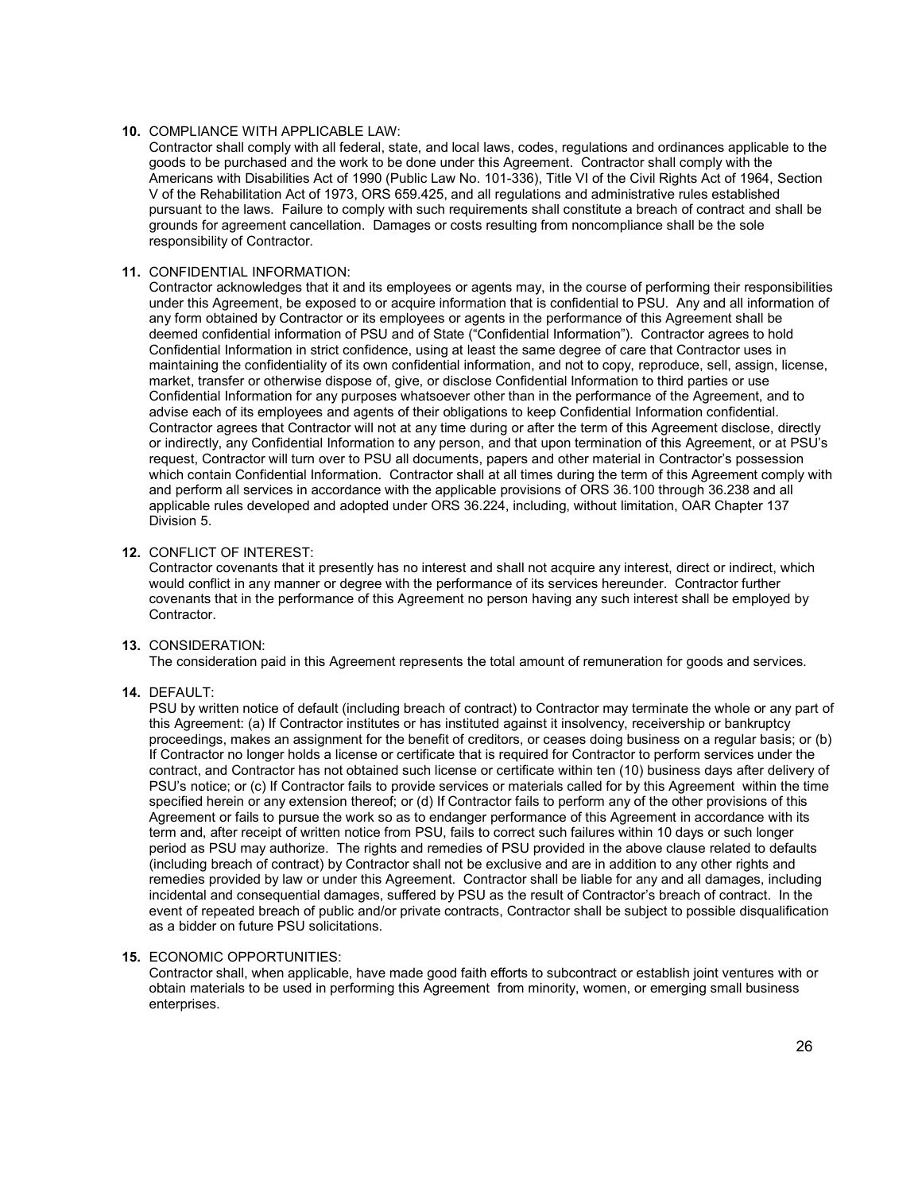**10.** COMPLIANCE WITH APPLICABLE LAW:

Contractor shall comply with all federal, state, and local laws, codes, regulations and ordinances applicable to the goods to be purchased and the work to be done under this Agreement. Contractor shall comply with the Americans with Disabilities Act of 1990 (Public Law No. 101-336), Title VI of the Civil Rights Act of 1964, Section V of the Rehabilitation Act of 1973, ORS 659.425, and all regulations and administrative rules established pursuant to the laws. Failure to comply with such requirements shall constitute a breach of contract and shall be grounds for agreement cancellation. Damages or costs resulting from noncompliance shall be the sole responsibility of Contractor.

**11.** CONFIDENTIAL INFORMATION:

Contractor acknowledges that it and its employees or agents may, in the course of performing their responsibilities under this Agreement, be exposed to or acquire information that is confidential to PSU. Any and all information of any form obtained by Contractor or its employees or agents in the performance of this Agreement shall be deemed confidential information of PSU and of State ("Confidential Information"). Contractor agrees to hold Confidential Information in strict confidence, using at least the same degree of care that Contractor uses in maintaining the confidentiality of its own confidential information, and not to copy, reproduce, sell, assign, license, market, transfer or otherwise dispose of, give, or disclose Confidential Information to third parties or use Confidential Information for any purposes whatsoever other than in the performance of the Agreement, and to advise each of its employees and agents of their obligations to keep Confidential Information confidential. Contractor agrees that Contractor will not at any time during or after the term of this Agreement disclose, directly or indirectly, any Confidential Information to any person, and that upon termination of this Agreement, or at PSU's request, Contractor will turn over to PSU all documents, papers and other material in Contractor's possession which contain Confidential Information. Contractor shall at all times during the term of this Agreement comply with and perform all services in accordance with the applicable provisions of ORS 36.100 through 36.238 and all applicable rules developed and adopted under ORS 36.224, including, without limitation, OAR Chapter 137 Division 5.

**12.** CONFLICT OF INTEREST:

Contractor covenants that it presently has no interest and shall not acquire any interest, direct or indirect, which would conflict in any manner or degree with the performance of its services hereunder. Contractor further covenants that in the performance of this Agreement no person having any such interest shall be employed by Contractor.

**13.** CONSIDERATION:

The consideration paid in this Agreement represents the total amount of remuneration for goods and services.

**14.** DEFAULT:

PSU by written notice of default (including breach of contract) to Contractor may terminate the whole or any part of this Agreement: (a) If Contractor institutes or has instituted against it insolvency, receivership or bankruptcy proceedings, makes an assignment for the benefit of creditors, or ceases doing business on a regular basis; or (b) If Contractor no longer holds a license or certificate that is required for Contractor to perform services under the contract, and Contractor has not obtained such license or certificate within ten (10) business days after delivery of PSU's notice; or (c) If Contractor fails to provide services or materials called for by this Agreement within the time specified herein or any extension thereof; or (d) If Contractor fails to perform any of the other provisions of this Agreement or fails to pursue the work so as to endanger performance of this Agreement in accordance with its term and, after receipt of written notice from PSU, fails to correct such failures within 10 days or such longer period as PSU may authorize. The rights and remedies of PSU provided in the above clause related to defaults (including breach of contract) by Contractor shall not be exclusive and are in addition to any other rights and remedies provided by law or under this Agreement. Contractor shall be liable for any and all damages, including incidental and consequential damages, suffered by PSU as the result of Contractor's breach of contract. In the event of repeated breach of public and/or private contracts, Contractor shall be subject to possible disqualification as a bidder on future PSU solicitations.

**15.** ECONOMIC OPPORTUNITIES:

Contractor shall, when applicable, have made good faith efforts to subcontract or establish joint ventures with or obtain materials to be used in performing this Agreement from minority, women, or emerging small business enterprises.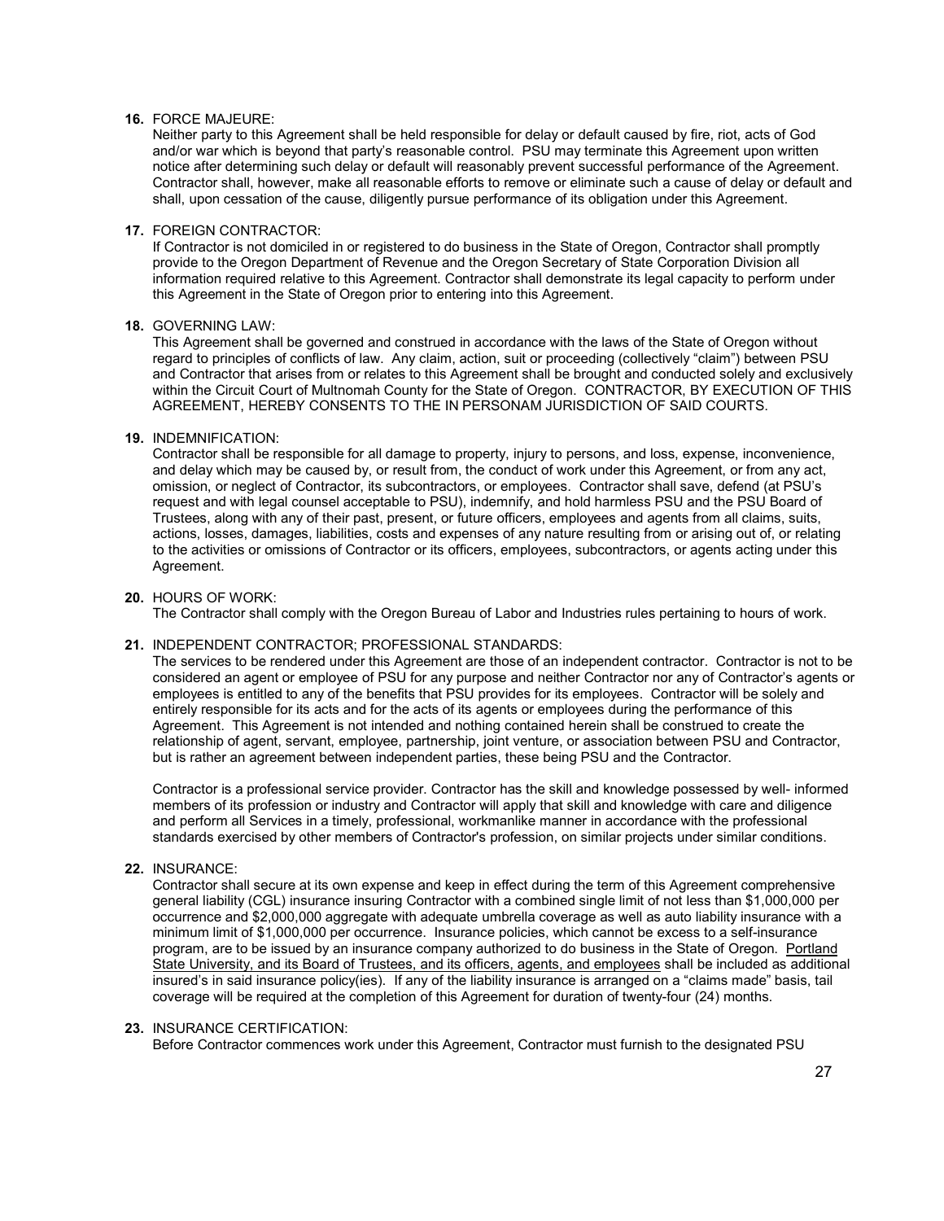**16.** FORCE MAJEURE:
Neither party to this Agreement shall be held responsible for delay or default caused by fire, riot, acts of God and/or war which is beyond that party's reasonable control. PSU may terminate this Agreement upon written notice after determining such delay or default will reasonably prevent successful performance of the Agreement. Contractor shall, however, make all reasonable efforts to remove or eliminate such a cause of delay or default and shall, upon cessation of the cause, diligently pursue performance of its obligation under this Agreement.

**17.** FOREIGN CONTRACTOR:
If Contractor is not domiciled in or registered to do business in the State of Oregon, Contractor shall promptly provide to the Oregon Department of Revenue and the Oregon Secretary of State Corporation Division all information required relative to this Agreement. Contractor shall demonstrate its legal capacity to perform under this Agreement in the State of Oregon prior to entering into this Agreement.

**18.** GOVERNING LAW:
This Agreement shall be governed and construed in accordance with the laws of the State of Oregon without regard to principles of conflicts of law. Any claim, action, suit or proceeding (collectively "claim") between PSU and Contractor that arises from or relates to this Agreement shall be brought and conducted solely and exclusively within the Circuit Court of Multnomah County for the State of Oregon. CONTRACTOR, BY EXECUTION OF THIS AGREEMENT, HEREBY CONSENTS TO THE IN PERSONAM JURISDICTION OF SAID COURTS.

**19.** INDEMNIFICATION:
Contractor shall be responsible for all damage to property, injury to persons, and loss, expense, inconvenience, and delay which may be caused by, or result from, the conduct of work under this Agreement, or from any act, omission, or neglect of Contractor, its subcontractors, or employees. Contractor shall save, defend (at PSU's request and with legal counsel acceptable to PSU), indemnify, and hold harmless PSU and the PSU Board of Trustees, along with any of their past, present, or future officers, employees and agents from all claims, suits, actions, losses, damages, liabilities, costs and expenses of any nature resulting from or arising out of, or relating to the activities or omissions of Contractor or its officers, employees, subcontractors, or agents acting under this Agreement.

**20.** HOURS OF WORK:
The Contractor shall comply with the Oregon Bureau of Labor and Industries rules pertaining to hours of work.

**21.** INDEPENDENT CONTRACTOR; PROFESSIONAL STANDARDS:
The services to be rendered under this Agreement are those of an independent contractor. Contractor is not to be considered an agent or employee of PSU for any purpose and neither Contractor nor any of Contractor's agents or employees is entitled to any of the benefits that PSU provides for its employees. Contractor will be solely and entirely responsible for its acts and for the acts of its agents or employees during the performance of this Agreement. This Agreement is not intended and nothing contained herein shall be construed to create the relationship of agent, servant, employee, partnership, joint venture, or association between PSU and Contractor, but is rather an agreement between independent parties, these being PSU and the Contractor.

Contractor is a professional service provider. Contractor has the skill and knowledge possessed by well- informed members of its profession or industry and Contractor will apply that skill and knowledge with care and diligence and perform all Services in a timely, professional, workmanlike manner in accordance with the professional standards exercised by other members of Contractor's profession, on similar projects under similar conditions.

**22.** INSURANCE:
Contractor shall secure at its own expense and keep in effect during the term of this Agreement comprehensive general liability (CGL) insurance insuring Contractor with a combined single limit of not less than $1,000,000 per occurrence and $2,000,000 aggregate with adequate umbrella coverage as well as auto liability insurance with a minimum limit of $1,000,000 per occurrence. Insurance policies, which cannot be excess to a self-insurance program, are to be issued by an insurance company authorized to do business in the State of Oregon. <u>Portland State University, and its Board of Trustees, and its officers, agents, and employees</u> shall be included as additional insured's in said insurance policy(ies). If any of the liability insurance is arranged on a "claims made" basis, tail coverage will be required at the completion of this Agreement for duration of twenty-four (24) months.

**23.** INSURANCE CERTIFICATION:
Before Contractor commences work under this Agreement, Contractor must furnish to the designated PSU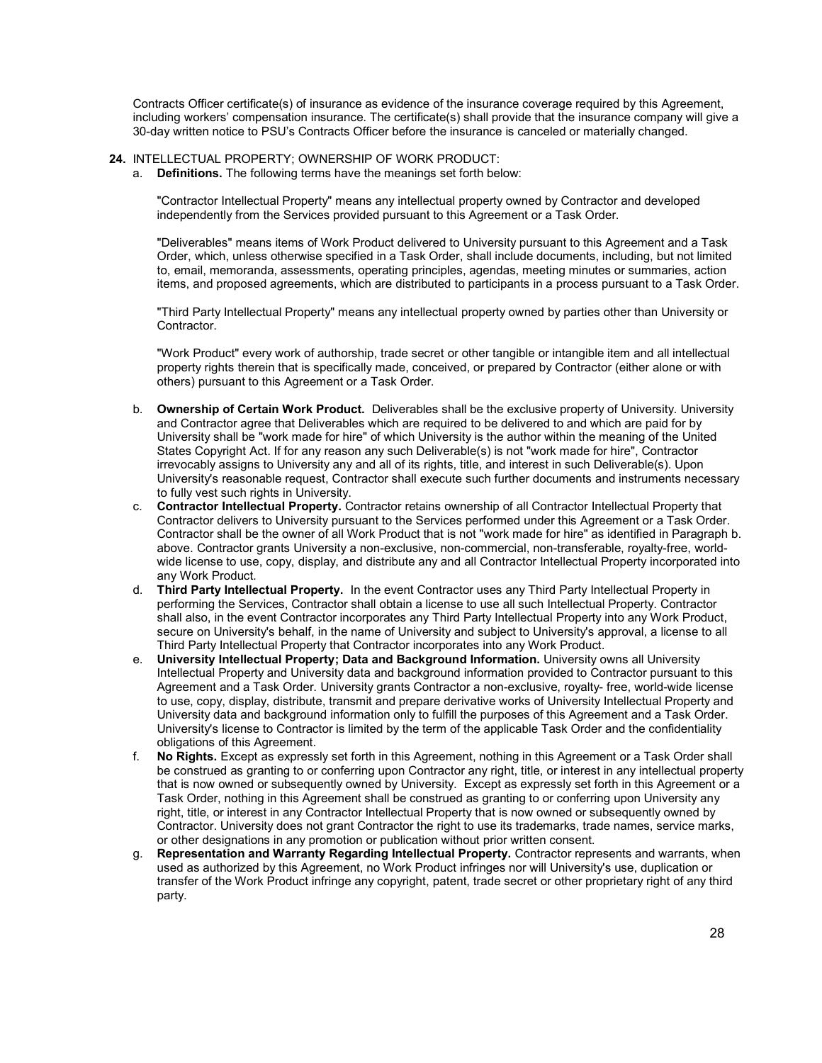Contracts Officer certificate(s) of insurance as evidence of the insurance coverage required by this Agreement, including workers' compensation insurance. The certificate(s) shall provide that the insurance company will give a 30-day written notice to PSU's Contracts Officer before the insurance is canceled or materially changed.

**24.** INTELLECTUAL PROPERTY; OWNERSHIP OF WORK PRODUCT:

a. **Definitions.** The following terms have the meanings set forth below:

"Contractor Intellectual Property" means any intellectual property owned by Contractor and developed independently from the Services provided pursuant to this Agreement or a Task Order.

"Deliverables" means items of Work Product delivered to University pursuant to this Agreement and a Task Order, which, unless otherwise specified in a Task Order, shall include documents, including, but not limited to, email, memoranda, assessments, operating principles, agendas, meeting minutes or summaries, action items, and proposed agreements, which are distributed to participants in a process pursuant to a Task Order.

"Third Party Intellectual Property" means any intellectual property owned by parties other than University or Contractor.

"Work Product" every work of authorship, trade secret or other tangible or intangible item and all intellectual property rights therein that is specifically made, conceived, or prepared by Contractor (either alone or with others) pursuant to this Agreement or a Task Order.

b. **Ownership of Certain Work Product.** Deliverables shall be the exclusive property of University. University and Contractor agree that Deliverables which are required to be delivered to and which are paid for by University shall be "work made for hire" of which University is the author within the meaning of the United States Copyright Act. If for any reason any such Deliverable(s) is not "work made for hire", Contractor irrevocably assigns to University any and all of its rights, title, and interest in such Deliverable(s). Upon University's reasonable request, Contractor shall execute such further documents and instruments necessary to fully vest such rights in University.

c. **Contractor Intellectual Property.** Contractor retains ownership of all Contractor Intellectual Property that Contractor delivers to University pursuant to the Services performed under this Agreement or a Task Order. Contractor shall be the owner of all Work Product that is not "work made for hire" as identified in Paragraph b. above. Contractor grants University a non-exclusive, non-commercial, non-transferable, royalty-free, world-wide license to use, copy, display, and distribute any and all Contractor Intellectual Property incorporated into any Work Product.

d. **Third Party Intellectual Property.** In the event Contractor uses any Third Party Intellectual Property in performing the Services, Contractor shall obtain a license to use all such Intellectual Property. Contractor shall also, in the event Contractor incorporates any Third Party Intellectual Property into any Work Product, secure on University's behalf, in the name of University and subject to University's approval, a license to all Third Party Intellectual Property that Contractor incorporates into any Work Product.

e. **University Intellectual Property; Data and Background Information.** University owns all University Intellectual Property and University data and background information provided to Contractor pursuant to this Agreement and a Task Order. University grants Contractor a non-exclusive, royalty- free, world-wide license to use, copy, display, distribute, transmit and prepare derivative works of University Intellectual Property and University data and background information only to fulfill the purposes of this Agreement and a Task Order. University's license to Contractor is limited by the term of the applicable Task Order and the confidentiality obligations of this Agreement.

f. **No Rights.** Except as expressly set forth in this Agreement, nothing in this Agreement or a Task Order shall be construed as granting to or conferring upon Contractor any right, title, or interest in any intellectual property that is now owned or subsequently owned by University. Except as expressly set forth in this Agreement or a Task Order, nothing in this Agreement shall be construed as granting to or conferring upon University any right, title, or interest in any Contractor Intellectual Property that is now owned or subsequently owned by Contractor. University does not grant Contractor the right to use its trademarks, trade names, service marks, or other designations in any promotion or publication without prior written consent.

g. **Representation and Warranty Regarding Intellectual Property.** Contractor represents and warrants, when used as authorized by this Agreement, no Work Product infringes nor will University's use, duplication or transfer of the Work Product infringe any copyright, patent, trade secret or other proprietary right of any third party.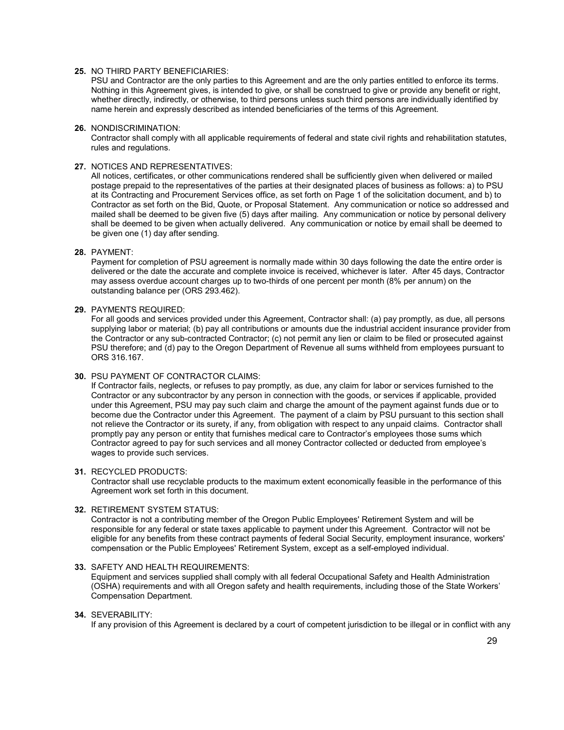**25.** NO THIRD PARTY BENEFICIARIES:
PSU and Contractor are the only parties to this Agreement and are the only parties entitled to enforce its terms. Nothing in this Agreement gives, is intended to give, or shall be construed to give or provide any benefit or right, whether directly, indirectly, or otherwise, to third persons unless such third persons are individually identified by name herein and expressly described as intended beneficiaries of the terms of this Agreement.

**26.** NONDISCRIMINATION:
Contractor shall comply with all applicable requirements of federal and state civil rights and rehabilitation statutes, rules and regulations.

**27.** NOTICES AND REPRESENTATIVES:
All notices, certificates, or other communications rendered shall be sufficiently given when delivered or mailed postage prepaid to the representatives of the parties at their designated places of business as follows: a) to PSU at its Contracting and Procurement Services office, as set forth on Page 1 of the solicitation document, and b) to Contractor as set forth on the Bid, Quote, or Proposal Statement. Any communication or notice so addressed and mailed shall be deemed to be given five (5) days after mailing. Any communication or notice by personal delivery shall be deemed to be given when actually delivered. Any communication or notice by email shall be deemed to be given one (1) day after sending.

**28.** PAYMENT:
Payment for completion of PSU agreement is normally made within 30 days following the date the entire order is delivered or the date the accurate and complete invoice is received, whichever is later. After 45 days, Contractor may assess overdue account charges up to two-thirds of one percent per month (8% per annum) on the outstanding balance per (ORS 293.462).

**29.** PAYMENTS REQUIRED:
For all goods and services provided under this Agreement, Contractor shall: (a) pay promptly, as due, all persons supplying labor or material; (b) pay all contributions or amounts due the industrial accident insurance provider from the Contractor or any sub-contracted Contractor; (c) not permit any lien or claim to be filed or prosecuted against PSU therefore; and (d) pay to the Oregon Department of Revenue all sums withheld from employees pursuant to ORS 316.167.

**30.** PSU PAYMENT OF CONTRACTOR CLAIMS:
If Contractor fails, neglects, or refuses to pay promptly, as due, any claim for labor or services furnished to the Contractor or any subcontractor by any person in connection with the goods, or services if applicable, provided under this Agreement, PSU may pay such claim and charge the amount of the payment against funds due or to become due the Contractor under this Agreement. The payment of a claim by PSU pursuant to this section shall not relieve the Contractor or its surety, if any, from obligation with respect to any unpaid claims. Contractor shall promptly pay any person or entity that furnishes medical care to Contractor's employees those sums which Contractor agreed to pay for such services and all money Contractor collected or deducted from employee's wages to provide such services.

**31.** RECYCLED PRODUCTS:
Contractor shall use recyclable products to the maximum extent economically feasible in the performance of this Agreement work set forth in this document.

**32.** RETIREMENT SYSTEM STATUS:
Contractor is not a contributing member of the Oregon Public Employees' Retirement System and will be responsible for any federal or state taxes applicable to payment under this Agreement. Contractor will not be eligible for any benefits from these contract payments of federal Social Security, employment insurance, workers' compensation or the Public Employees' Retirement System, except as a self-employed individual.

**33.** SAFETY AND HEALTH REQUIREMENTS:
Equipment and services supplied shall comply with all federal Occupational Safety and Health Administration (OSHA) requirements and with all Oregon safety and health requirements, including those of the State Workers' Compensation Department.

**34.** SEVERABILITY:
If any provision of this Agreement is declared by a court of competent jurisdiction to be illegal or in conflict with any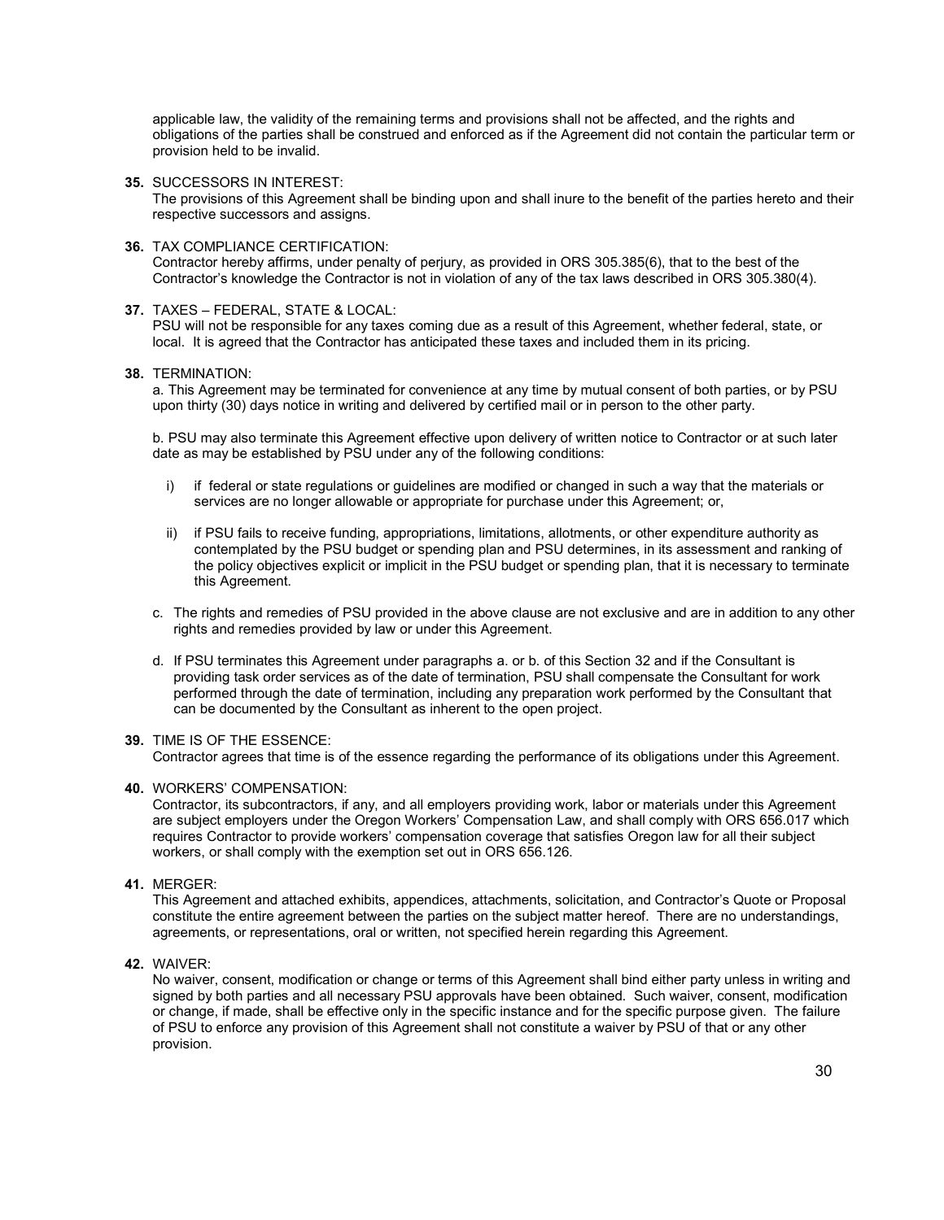applicable law, the validity of the remaining terms and provisions shall not be affected, and the rights and obligations of the parties shall be construed and enforced as if the Agreement did not contain the particular term or provision held to be invalid.

**35.** SUCCESSORS IN INTEREST:
The provisions of this Agreement shall be binding upon and shall inure to the benefit of the parties hereto and their respective successors and assigns.

**36.** TAX COMPLIANCE CERTIFICATION:
Contractor hereby affirms, under penalty of perjury, as provided in ORS 305.385(6), that to the best of the Contractor's knowledge the Contractor is not in violation of any of the tax laws described in ORS 305.380(4).

**37.** TAXES – FEDERAL, STATE & LOCAL:
PSU will not be responsible for any taxes coming due as a result of this Agreement, whether federal, state, or local. It is agreed that the Contractor has anticipated these taxes and included them in its pricing.

**38.** TERMINATION:
a. This Agreement may be terminated for convenience at any time by mutual consent of both parties, or by PSU upon thirty (30) days notice in writing and delivered by certified mail or in person to the other party.

b. PSU may also terminate this Agreement effective upon delivery of written notice to Contractor or at such later date as may be established by PSU under any of the following conditions:

i) if federal or state regulations or guidelines are modified or changed in such a way that the materials or services are no longer allowable or appropriate for purchase under this Agreement; or,

ii) if PSU fails to receive funding, appropriations, limitations, allotments, or other expenditure authority as contemplated by the PSU budget or spending plan and PSU determines, in its assessment and ranking of the policy objectives explicit or implicit in the PSU budget or spending plan, that it is necessary to terminate this Agreement.

c. The rights and remedies of PSU provided in the above clause are not exclusive and are in addition to any other rights and remedies provided by law or under this Agreement.

d. If PSU terminates this Agreement under paragraphs a. or b. of this Section 32 and if the Consultant is providing task order services as of the date of termination, PSU shall compensate the Consultant for work performed through the date of termination, including any preparation work performed by the Consultant that can be documented by the Consultant as inherent to the open project.

**39.** TIME IS OF THE ESSENCE:
Contractor agrees that time is of the essence regarding the performance of its obligations under this Agreement.

**40.** WORKERS' COMPENSATION:
Contractor, its subcontractors, if any, and all employers providing work, labor or materials under this Agreement are subject employers under the Oregon Workers' Compensation Law, and shall comply with ORS 656.017 which requires Contractor to provide workers' compensation coverage that satisfies Oregon law for all their subject workers, or shall comply with the exemption set out in ORS 656.126.

**41.** MERGER:
This Agreement and attached exhibits, appendices, attachments, solicitation, and Contractor's Quote or Proposal constitute the entire agreement between the parties on the subject matter hereof. There are no understandings, agreements, or representations, oral or written, not specified herein regarding this Agreement.

**42.** WAIVER:
No waiver, consent, modification or change or terms of this Agreement shall bind either party unless in writing and signed by both parties and all necessary PSU approvals have been obtained. Such waiver, consent, modification or change, if made, shall be effective only in the specific instance and for the specific purpose given. The failure of PSU to enforce any provision of this Agreement shall not constitute a waiver by PSU of that or any other provision.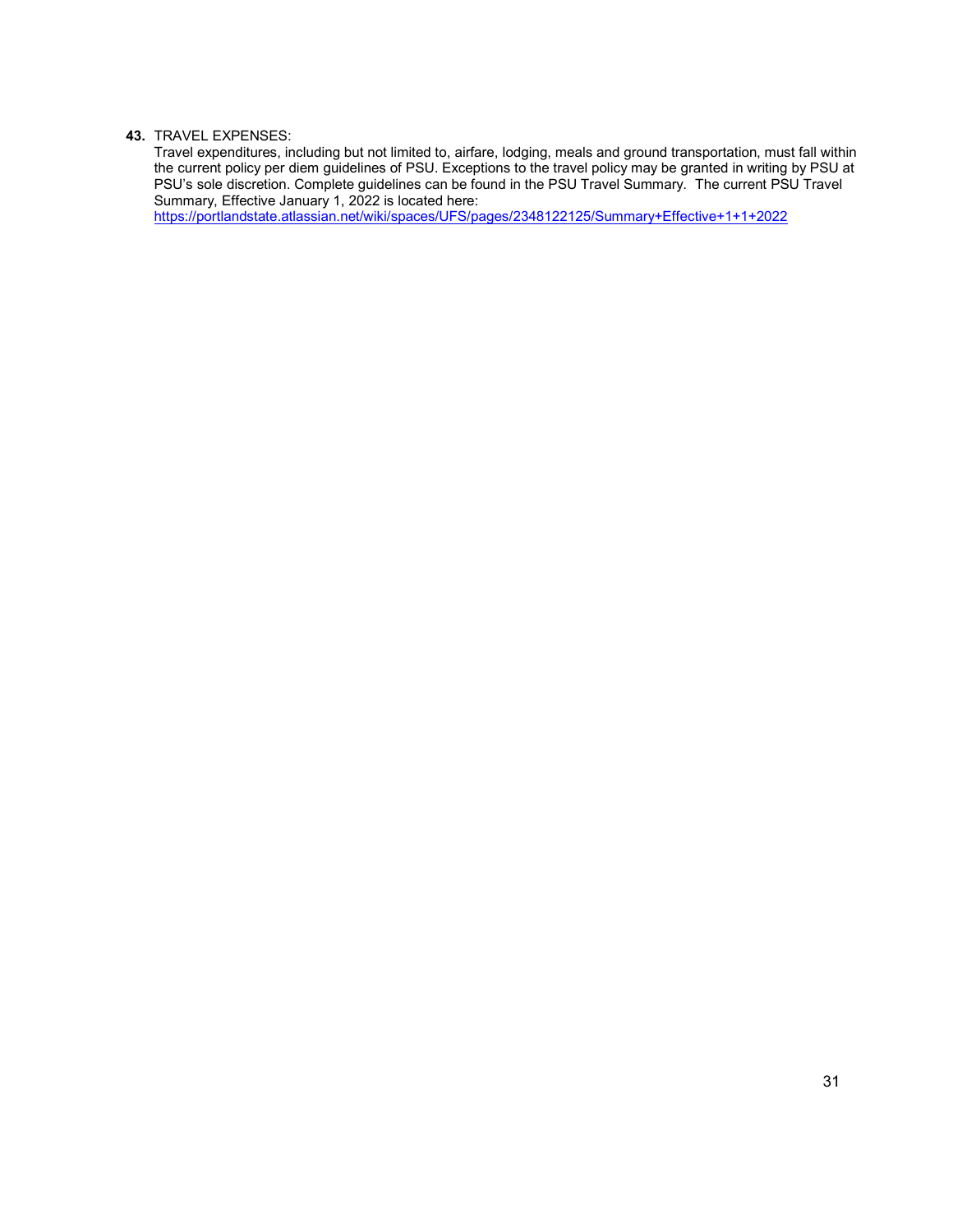**43.** TRAVEL EXPENSES:

Travel expenditures, including but not limited to, airfare, lodging, meals and ground transportation, must fall within the current policy per diem guidelines of PSU. Exceptions to the travel policy may be granted in writing by PSU at PSU's sole discretion. Complete guidelines can be found in the PSU Travel Summary. The current PSU Travel Summary, Effective January 1, 2022 is located here: https://portlandstate.atlassian.net/wiki/spaces/UFS/pages/2348122125/Summary+Effective+1+1+2022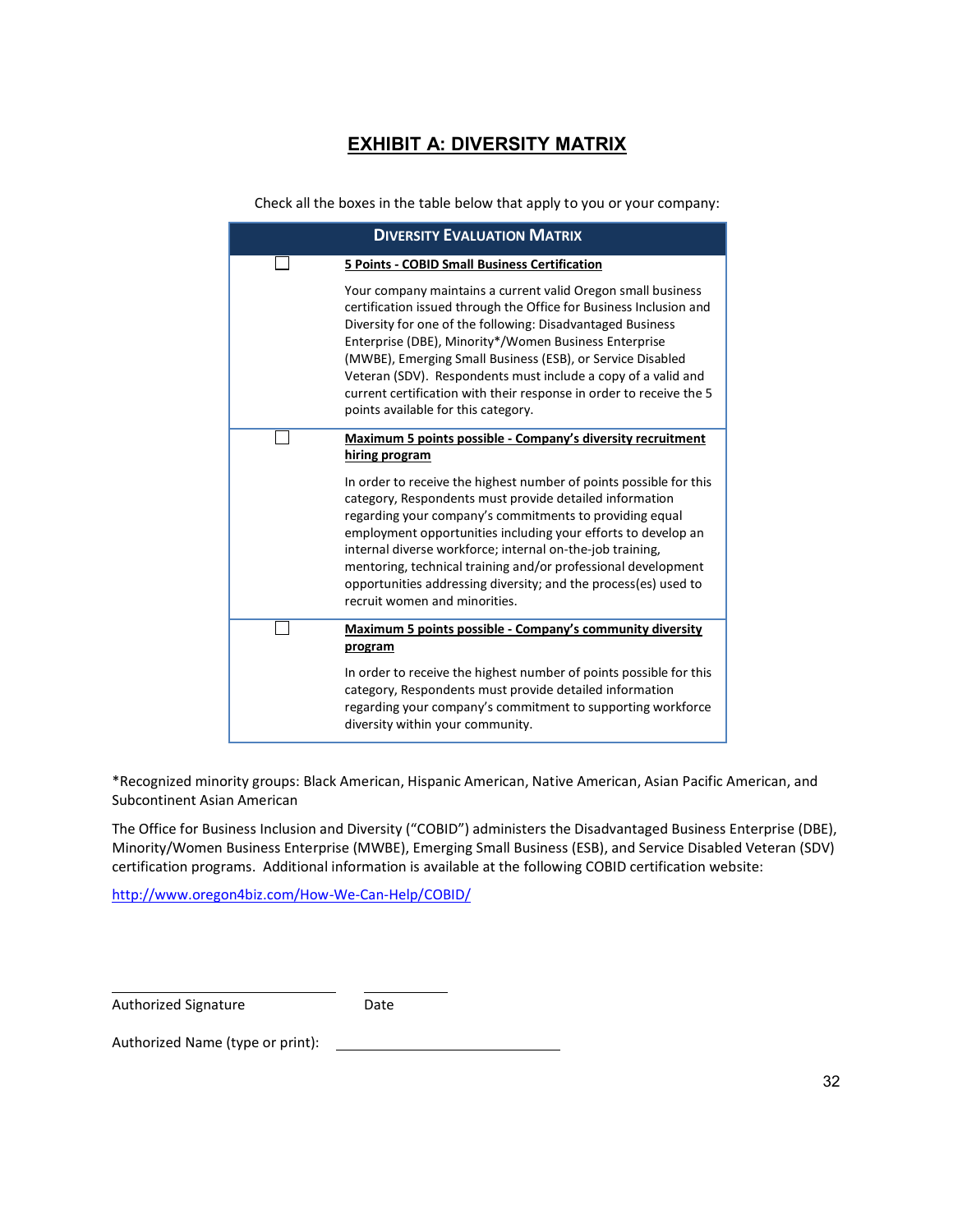# EXHIBIT A: DIVERSITY MATRIX

Check all the boxes in the table below that apply to you or your company:

| Diversity Evaluation Matrix | |
|---|---|
| ☐ | **5 Points - COBID Small Business Certification**<br><br>Your company maintains a current valid Oregon small business certification issued through the Office for Business Inclusion and Diversity for one of the following: Disadvantaged Business Enterprise (DBE), Minority*/Women Business Enterprise (MWBE), Emerging Small Business (ESB), or Service Disabled Veteran (SDV). Respondents must include a copy of a valid and current certification with their response in order to receive the 5 points available for this category. |
| ☐ | **Maximum 5 points possible - Company's diversity recruitment hiring program**<br><br>In order to receive the highest number of points possible for this category, Respondents must provide detailed information regarding your company's commitments to providing equal employment opportunities including your efforts to develop an internal diverse workforce; internal on-the-job training, mentoring, technical training and/or professional development opportunities addressing diversity; and the process(es) used to recruit women and minorities. |
| ☐ | **Maximum 5 points possible - Company's community diversity program**<br><br>In order to receive the highest number of points possible for this category, Respondents must provide detailed information regarding your company's commitment to supporting workforce diversity within your community. |

*Recognized minority groups: Black American, Hispanic American, Native American, Asian Pacific American, and Subcontinent Asian American

The Office for Business Inclusion and Diversity ("COBID") administers the Disadvantaged Business Enterprise (DBE), Minority/Women Business Enterprise (MWBE), Emerging Small Business (ESB), and Service Disabled Veteran (SDV) certification programs. Additional information is available at the following COBID certification website:

http://www.oregon4biz.com/How-We-Can-Help/COBID/

\_\_\_\_\_\_\_\_\_\_\_\_\_\_\_\_\_\_\_\_\_\_\_\_\_\_\_\_\_\_ \_\_\_\_\_\_\_\_\_\_\_\_
Authorized Signature Date

Authorized Name (type or print): \_\_\_\_\_\_\_\_\_\_\_\_\_\_\_\_\_\_\_\_\_\_\_\_\_\_\_\_\_\_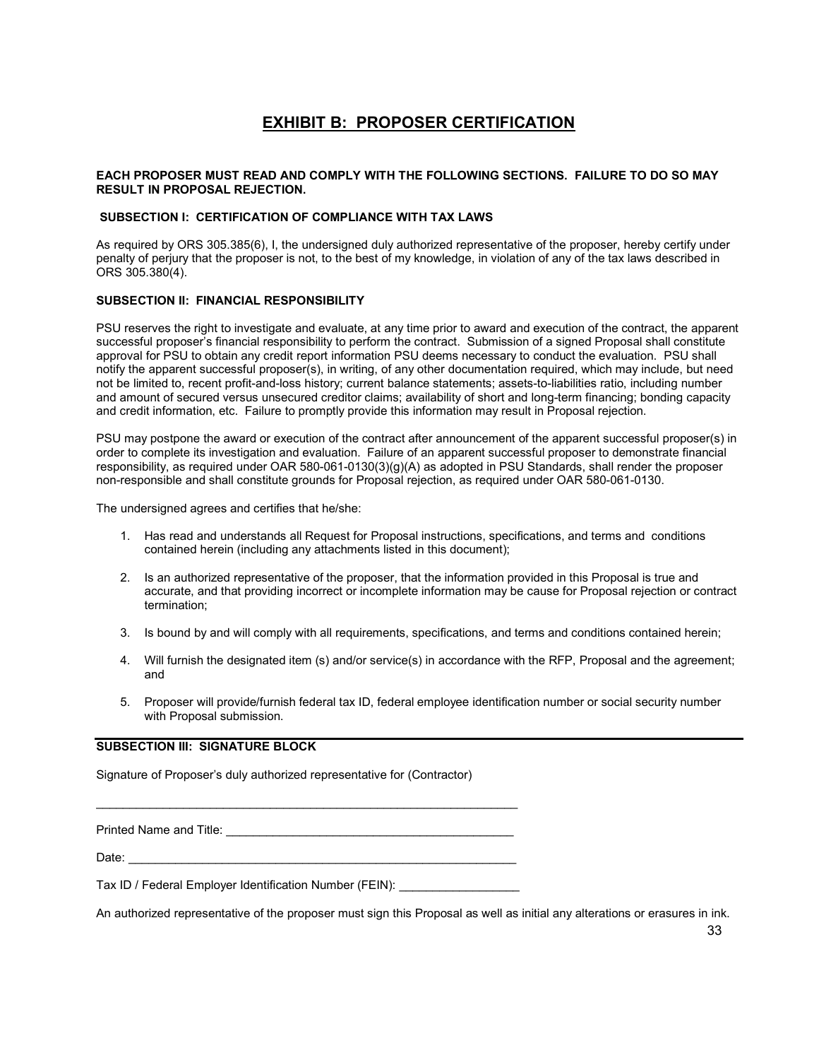# EXHIBIT B: PROPOSER CERTIFICATION

**EACH PROPOSER MUST READ AND COMPLY WITH THE FOLLOWING SECTIONS. FAILURE TO DO SO MAY RESULT IN PROPOSAL REJECTION.**

### SUBSECTION I: CERTIFICATION OF COMPLIANCE WITH TAX LAWS

As required by ORS 305.385(6), I, the undersigned duly authorized representative of the proposer, hereby certify under penalty of perjury that the proposer is not, to the best of my knowledge, in violation of any of the tax laws described in ORS 305.380(4).

### SUBSECTION II: FINANCIAL RESPONSIBILITY

PSU reserves the right to investigate and evaluate, at any time prior to award and execution of the contract, the apparent successful proposer's financial responsibility to perform the contract. Submission of a signed Proposal shall constitute approval for PSU to obtain any credit report information PSU deems necessary to conduct the evaluation. PSU shall notify the apparent successful proposer(s), in writing, of any other documentation required, which may include, but need not be limited to, recent profit-and-loss history; current balance statements; assets-to-liabilities ratio, including number and amount of secured versus unsecured creditor claims; availability of short and long-term financing; bonding capacity and credit information, etc. Failure to promptly provide this information may result in Proposal rejection.

PSU may postpone the award or execution of the contract after announcement of the apparent successful proposer(s) in order to complete its investigation and evaluation. Failure of an apparent successful proposer to demonstrate financial responsibility, as required under OAR 580-061-0130(3)(g)(A) as adopted in PSU Standards, shall render the proposer non-responsible and shall constitute grounds for Proposal rejection, as required under OAR 580-061-0130.

The undersigned agrees and certifies that he/she:

1. Has read and understands all Request for Proposal instructions, specifications, and terms and conditions contained herein (including any attachments listed in this document);
2. Is an authorized representative of the proposer, that the information provided in this Proposal is true and accurate, and that providing incorrect or incomplete information may be cause for Proposal rejection or contract termination;
3. Is bound by and will comply with all requirements, specifications, and terms and conditions contained herein;
4. Will furnish the designated item (s) and/or service(s) in accordance with the RFP, Proposal and the agreement; and
5. Proposer will provide/furnish federal tax ID, federal employee identification number or social security number with Proposal submission.

### SUBSECTION III: SIGNATURE BLOCK

Signature of Proposer's duly authorized representative for (Contractor)

_________________________________________________________________

Printed Name and Title: _____________________________________________

Date: _____________________________________________________________

Tax ID / Federal Employer Identification Number (FEIN): __________________

An authorized representative of the proposer must sign this Proposal as well as initial any alterations or erasures in ink.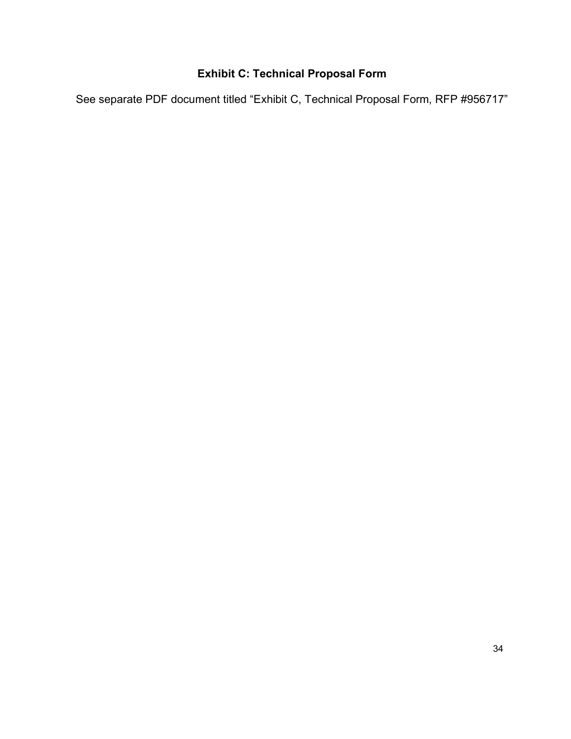# Exhibit C: Technical Proposal Form

See separate PDF document titled “Exhibit C, Technical Proposal Form, RFP #956717”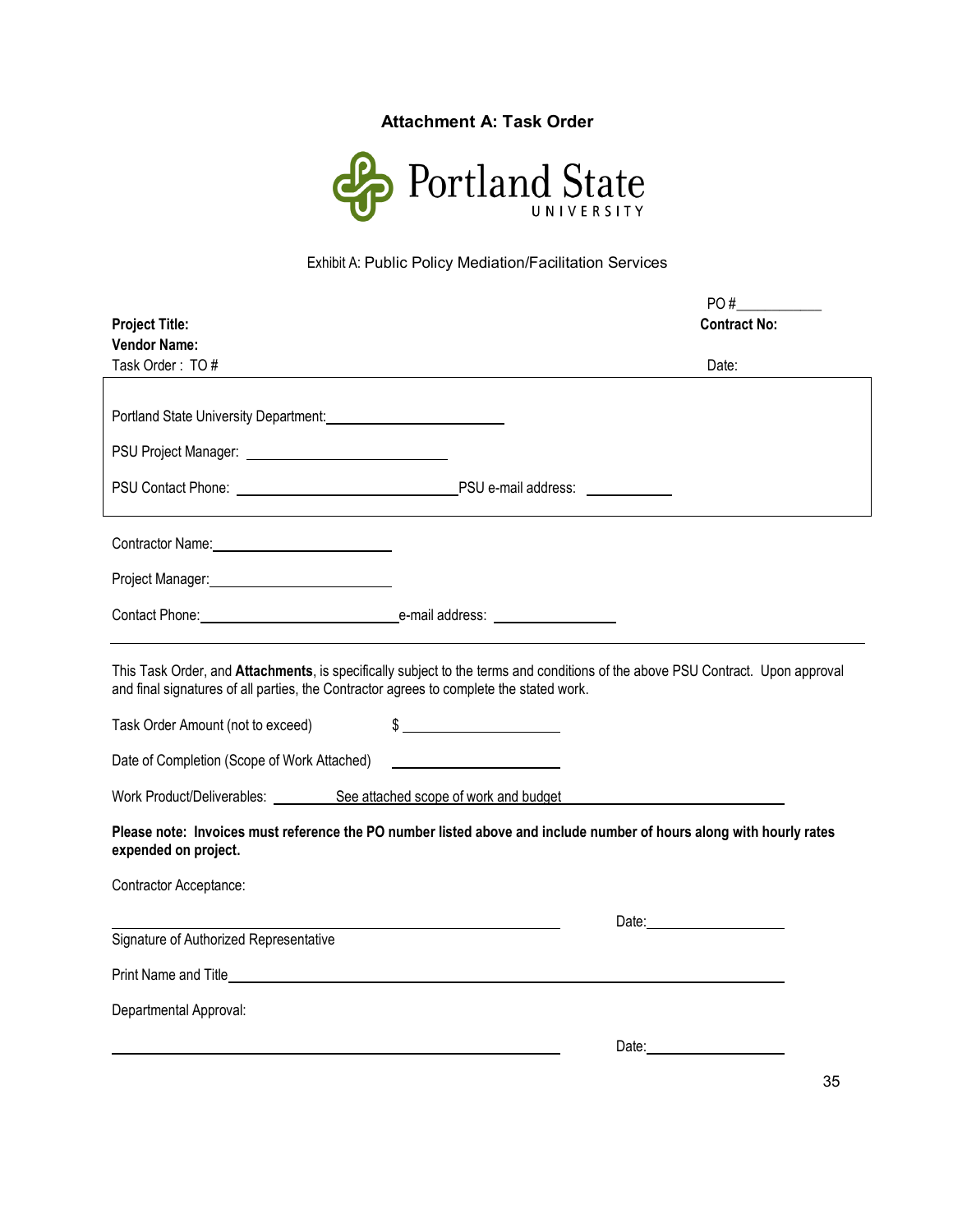**Attachment A: Task Order**

Portland State UNIVERSITY

Exhibit A: Public Policy Mediation/Facilitation Services

PO #___________

**Project Title:**
**Contract No:**

**Vendor Name:**

Task Order : TO #

Date:

Portland State University Department:______________________

PSU Project Manager: ______________________

PSU Contact Phone: ___________________________ PSU e-mail address: ___________

Contractor Name:______________________

Project Manager:______________________

Contact Phone:________________________ e-mail address: _______________

This Task Order, and **Attachments**, is specifically subject to the terms and conditions of the above PSU Contract. Upon approval and final signatures of all parties, the Contractor agrees to complete the stated work.

Task Order Amount (not to exceed) $ ___________________

Date of Completion (Scope of Work Attached) ___________________

Work Product/Deliverables: ________ See attached scope of work and budget ____________________________

**Please note: Invoices must reference the PO number listed above and include number of hours along with hourly rates expended on project.**

Contractor Acceptance:

_____________________________________________ Date:_________________

Signature of Authorized Representative

Print Name and Title_______________________________________________________

Departmental Approval:

_____________________________________________ Date:_________________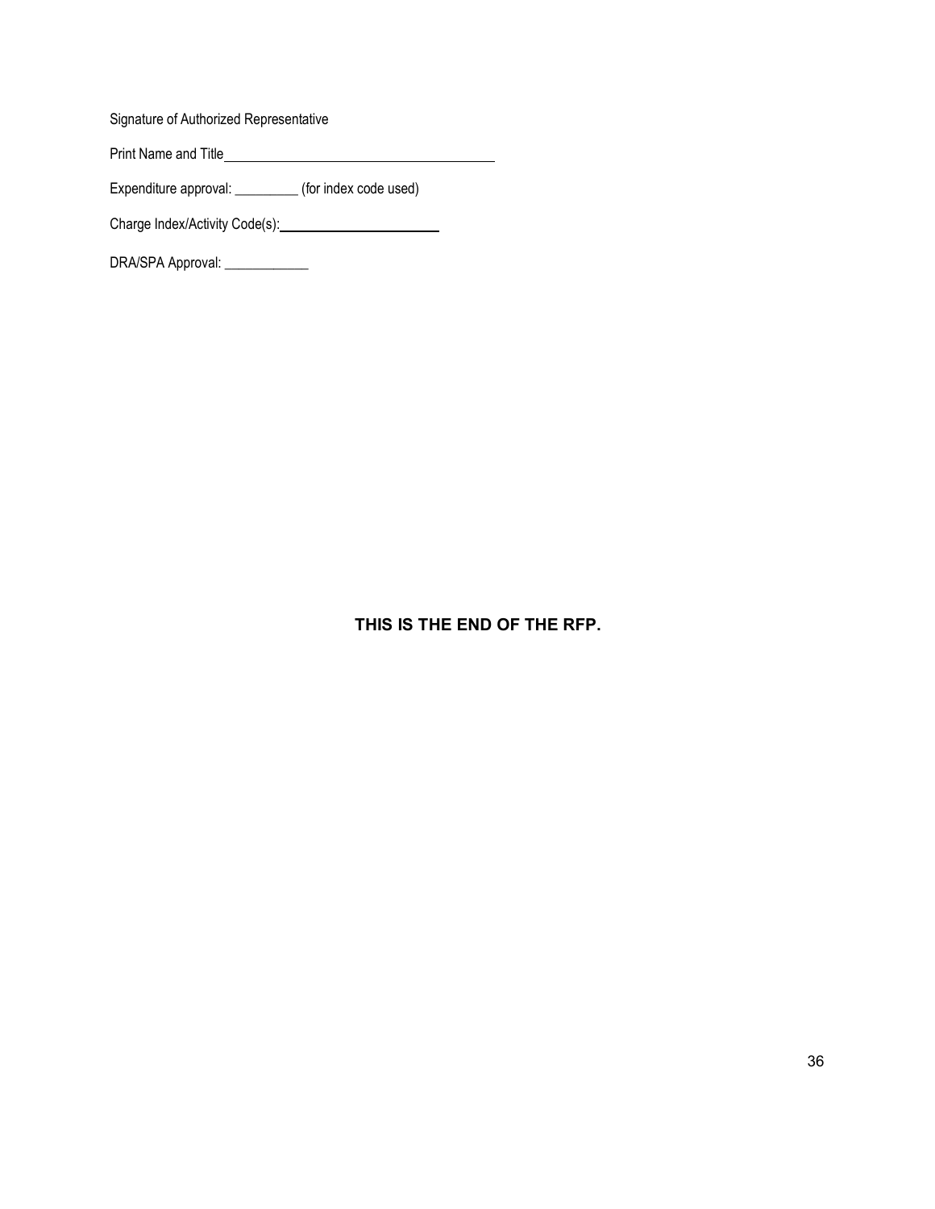Signature of Authorized Representative

Print Name and Title\_\_\_\_\_\_\_\_\_\_\_\_\_\_\_\_\_\_\_\_\_\_\_\_\_\_\_\_\_\_\_\_\_\_\_\_

Expenditure approval: _________ (for index code used)

Charge Index/Activity Code(s):\_\_\_\_\_\_\_\_\_\_\_\_\_\_\_\_\_\_\_\_\_\_\_\_

DRA/SPA Approval: ____________

**THIS IS THE END OF THE RFP.**